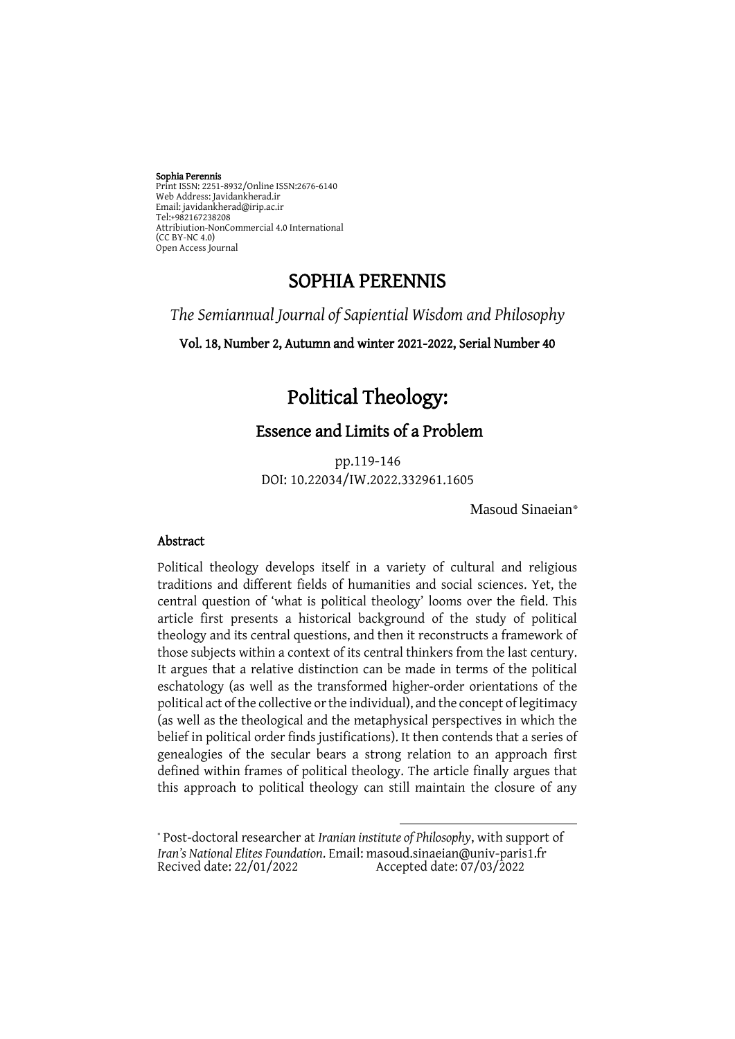**Sophia Perennis**
Print ISSN: 2251-8932/Online ISSN:2676-6140
Web Address: Javidankherad.ir
Email: javidankherad@irip.ac.ir
Tel:+982167238208
Attribiution-NonCommercial 4.0 International
(CC BY-NC 4.0)
Open Access Journal

# SOPHIA PERENNIS

*The Semiannual Journal of Sapiential Wisdom and Philosophy*

**Vol. 18, Number 2, Autumn and winter 2021-2022, Serial Number 40**

# Political Theology:

## Essence and Limits of a Problem

pp.119-146
DOI: 10.22034/IW.2022.332961.1605

Masoud Sinaeian*

### Abstract

Political theology develops itself in a variety of cultural and religious traditions and different fields of humanities and social sciences. Yet, the central question of 'what is political theology' looms over the field. This article first presents a historical background of the study of political theology and its central questions, and then it reconstructs a framework of those subjects within a context of its central thinkers from the last century. It argues that a relative distinction can be made in terms of the political eschatology (as well as the transformed higher-order orientations of the political act of the collective or the individual), and the concept of legitimacy (as well as the theological and the metaphysical perspectives in which the belief in political order finds justifications). It then contends that a series of genealogies of the secular bears a strong relation to an approach first defined within frames of political theology. The article finally argues that this approach to political theology can still maintain the closure of any

---

* Post-doctoral researcher at *Iranian institute of Philosophy*, with support of *Iran's National Elites Foundation*. Email: masoud.sinaeian@univ-paris1.fr
Recived date: 22/01/2022 Accepted date: 07/03/2022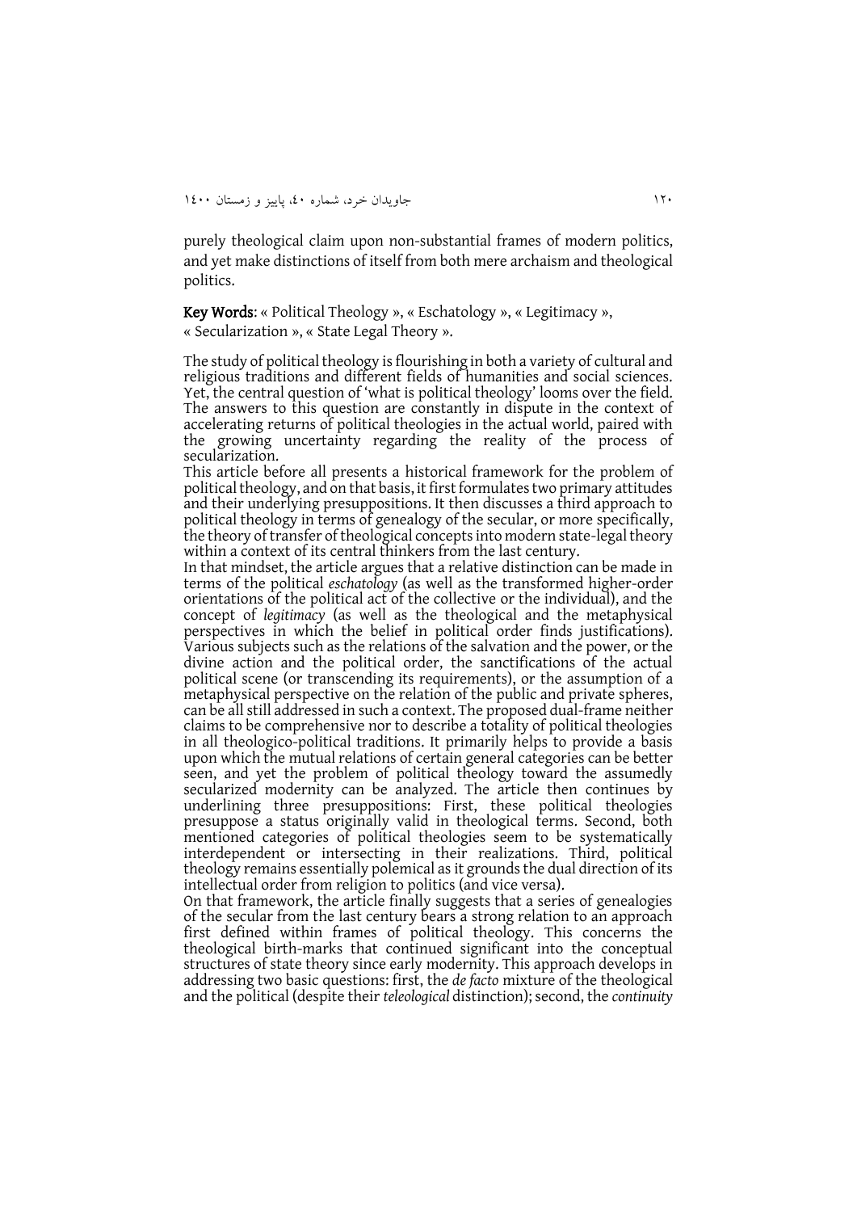purely theological claim upon non-substantial frames of modern politics, and yet make distinctions of itself from both mere archaism and theological politics.

**Key Words**: « Political Theology », « Eschatology », « Legitimacy », « Secularization », « State Legal Theory ».

The study of political theology is flourishing in both a variety of cultural and religious traditions and different fields of humanities and social sciences. Yet, the central question of 'what is political theology' looms over the field. The answers to this question are constantly in dispute in the context of accelerating returns of political theologies in the actual world, paired with the growing uncertainty regarding the reality of the process of secularization.

This article before all presents a historical framework for the problem of political theology, and on that basis, it first formulates two primary attitudes and their underlying presuppositions. It then discusses a third approach to political theology in terms of genealogy of the secular, or more specifically, the theory of transfer of theological concepts into modern state-legal theory within a context of its central thinkers from the last century.

In that mindset, the article argues that a relative distinction can be made in terms of the political *eschatology* (as well as the transformed higher-order orientations of the political act of the collective or the individual), and the concept of *legitimacy* (as well as the theological and the metaphysical perspectives in which the belief in political order finds justifications). Various subjects such as the relations of the salvation and the power, or the divine action and the political order, the sanctifications of the actual political scene (or transcending its requirements), or the assumption of a metaphysical perspective on the relation of the public and private spheres, can be all still addressed in such a context. The proposed dual-frame neither claims to be comprehensive nor to describe a totality of political theologies in all theologico-political traditions. It primarily helps to provide a basis upon which the mutual relations of certain general categories can be better seen, and yet the problem of political theology toward the assumedly secularized modernity can be analyzed. The article then continues by underlining three presuppositions: First, these political theologies presuppose a status originally valid in theological terms. Second, both mentioned categories of political theologies seem to be systematically interdependent or intersecting in their realizations. Third, political theology remains essentially polemical as it grounds the dual direction of its intellectual order from religion to politics (and vice versa).

On that framework, the article finally suggests that a series of genealogies of the secular from the last century bears a strong relation to an approach first defined within frames of political theology. This concerns the theological birth-marks that continued significant into the conceptual structures of state theory since early modernity. This approach develops in addressing two basic questions: first, the *de facto* mixture of the theological and the political (despite their *teleological* distinction); second, the *continuity*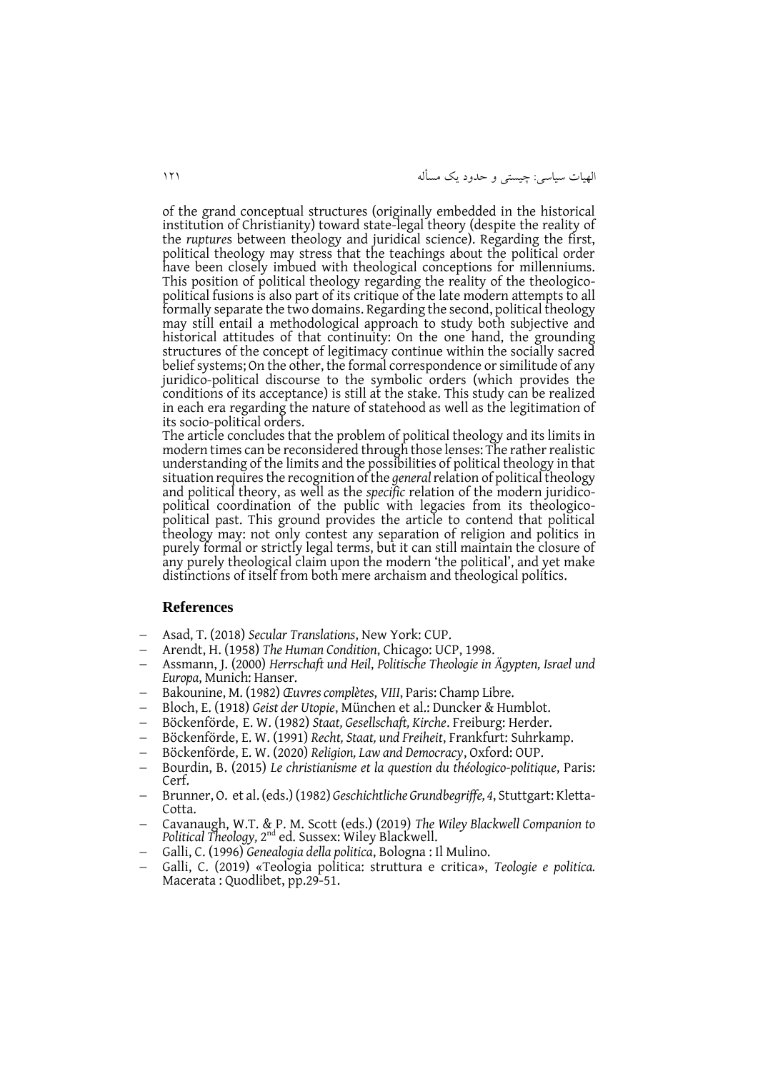of the grand conceptual structures (originally embedded in the historical institution of Christianity) toward state-legal theory (despite the reality of the *ruptures* between theology and juridical science). Regarding the first, political theology may stress that the teachings about the political order have been closely imbued with theological conceptions for millenniums. This position of political theology regarding the reality of the theologico-political fusions is also part of its critique of the late modern attempts to all formally separate the two domains. Regarding the second, political theology may still entail a methodological approach to study both subjective and historical attitudes of that continuity: On the one hand, the grounding structures of the concept of legitimacy continue within the socially sacred belief systems; On the other, the formal correspondence or similitude of any juridico-political discourse to the symbolic orders (which provides the conditions of its acceptance) is still at the stake. This study can be realized in each era regarding the nature of statehood as well as the legitimation of its socio-political orders.

The article concludes that the problem of political theology and its limits in modern times can be reconsidered through those lenses: The rather realistic understanding of the limits and the possibilities of political theology in that situation requires the recognition of the *general* relation of political theology and political theory, as well as the *specific* relation of the modern juridico-political coordination of the public with legacies from its theologico-political past. This ground provides the article to contend that political theology may: not only contest any separation of religion and politics in purely formal or strictly legal terms, but it can still maintain the closure of any purely theological claim upon the modern 'the political', and yet make distinctions of itself from both mere archaism and theological politics.

## References

- Asad, T. (2018) *Secular Translations*, New York: CUP.
- Arendt, H. (1958) *The Human Condition*, Chicago: UCP, 1998.
- Assmann, J. (2000) *Herrschaft und Heil*, *Politische Theologie in Ägypten, Israel und Europa*, Munich: Hanser.
- Bakounine, M. (1982) *Œuvres complètes*, *VIII*, Paris: Champ Libre.
- Bloch, E. (1918) *Geist der Utopie*, München et al.: Duncker & Humblot.
- Böckenförde, E. W. (1982) *Staat, Gesellschaft, Kirche*. Freiburg: Herder.
- Böckenförde, E. W. (1991) *Recht, Staat, und Freiheit*, Frankfurt: Suhrkamp.
- Böckenförde, E. W. (2020) *Religion, Law and Democracy*, Oxford: OUP.
- Bourdin, B. (2015) *Le christianisme et la question du théologico-politique*, Paris: Cerf.
- Brunner, O. et al. (eds.) (1982) *Geschichtliche Grundbegriffe, 4*, Stuttgart: Kletta-Cotta.
- Cavanaugh, W.T. & P. M. Scott (eds.) (2019) *The Wiley Blackwell Companion to Political Theology,* 2nd ed. Sussex: Wiley Blackwell.
- Galli, C. (1996) *Genealogia della politica*, Bologna : Il Mulino.
- Galli, C. (2019) «Teologia politica: struttura e critica», *Teologie e politica.* Macerata : Quodlibet, pp.29-51.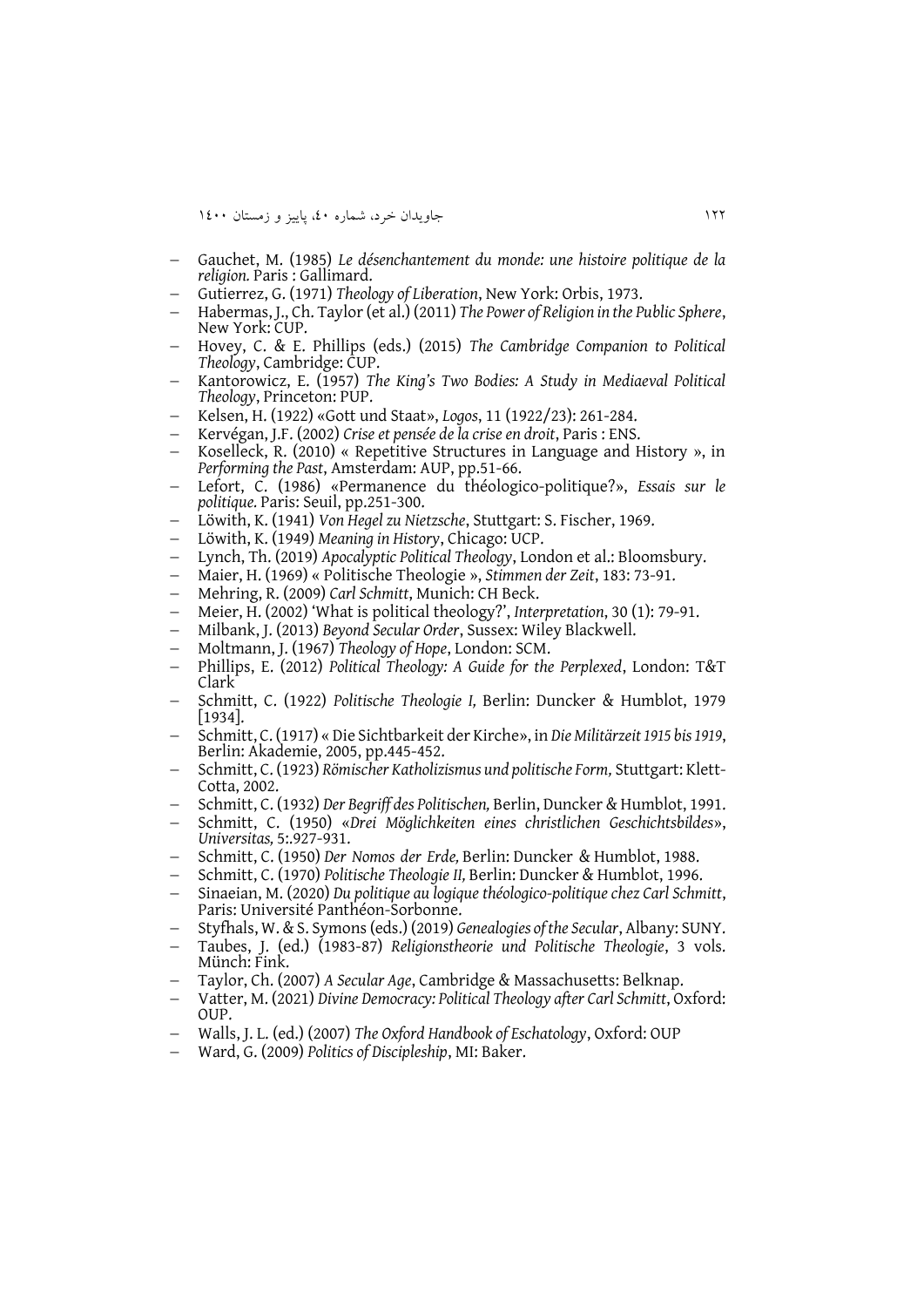- Gauchet, M. (1985) *Le désenchantement du monde: une histoire politique de la religion.* Paris : Gallimard.
- Gutierrez, G. (1971) *Theology of Liberation*, New York: Orbis, 1973.
- Habermas, J., Ch. Taylor (et al.) (2011) *The Power of Religion in the Public Sphere*, New York: CUP.
- Hovey, C. & E. Phillips (eds.) (2015) *The Cambridge Companion to Political Theology*, Cambridge: CUP.
- Kantorowicz, E. (1957) *The King's Two Bodies: A Study in Mediaeval Political Theology*, Princeton: PUP.
- Kelsen, H. (1922) «Gott und Staat», *Logos*, 11 (1922/23): 261-284.
- Kervégan, J.F. (2002) *Crise et pensée de la crise en droit*, Paris : ENS.
- Koselleck, R. (2010) « Repetitive Structures in Language and History », in *Performing the Past*, Amsterdam: AUP, pp.51-66.
- Lefort, C. (1986) «Permanence du théologico-politique?», *Essais sur le politique.* Paris: Seuil, pp.251-300.
- Löwith, K. (1941) *Von Hegel zu Nietzsche*, Stuttgart: S. Fischer, 1969.
- Löwith, K. (1949) *Meaning in History*, Chicago: UCP.
- Lynch, Th. (2019) *Apocalyptic Political Theology*, London et al.: Bloomsbury.
- Maier, H. (1969) « Politische Theologie », *Stimmen der Zeit*, 183: 73-91.
- Mehring, R. (2009) *Carl Schmitt*, Munich: CH Beck.
- Meier, H. (2002) 'What is political theology?', *Interpretation*, 30 (1): 79-91.
- Milbank, J. (2013) *Beyond Secular Order*, Sussex: Wiley Blackwell.
- Moltmann, J. (1967) *Theology of Hope*, London: SCM.
- Phillips, E. (2012) *Political Theology: A Guide for the Perplexed*, London: T&T Clark
- Schmitt, C. (1922) *Politische Theologie I,* Berlin: Duncker & Humblot, 1979 [1934].
- Schmitt, C. (1917) « Die Sichtbarkeit der Kirche», in *Die Militärzeit 1915 bis 1919*, Berlin: Akademie, 2005, pp.445-452.
- Schmitt, C. (1923) *Römischer Katholizismus und politische Form,* Stuttgart: Klett-Cotta, 2002.
- Schmitt, C. (1932) *Der Begriff des Politischen,* Berlin, Duncker & Humblot, 1991.
- Schmitt, C. (1950) «*Drei Möglichkeiten eines christlichen Geschichtsbildes*», *Universitas,* 5:.927-931.
- Schmitt, C. (1950) *Der Nomos der Erde,* Berlin: Duncker & Humblot, 1988.
- Schmitt, C. (1970) *Politische Theologie II,* Berlin: Duncker & Humblot, 1996.
- Sinaeian, M. (2020) *Du politique au logique théologico-politique chez Carl Schmitt*, Paris: Université Panthéon-Sorbonne.
- Styfhals, W. & S. Symons (eds.) (2019) *Genealogies of the Secular*, Albany: SUNY.
- Taubes, J. (ed.) (1983-87) *Religionstheorie und Politische Theologie*, 3 vols. Münch: Fink.
- Taylor, Ch. (2007) *A Secular Age*, Cambridge & Massachusetts: Belknap.
- Vatter, M. (2021) *Divine Democracy: Political Theology after Carl Schmitt*, Oxford: OUP.
- Walls, J. L. (ed.) (2007) *The Oxford Handbook of Eschatology*, Oxford: OUP
- Ward, G. (2009) *Politics of Discipleship*, MI: Baker.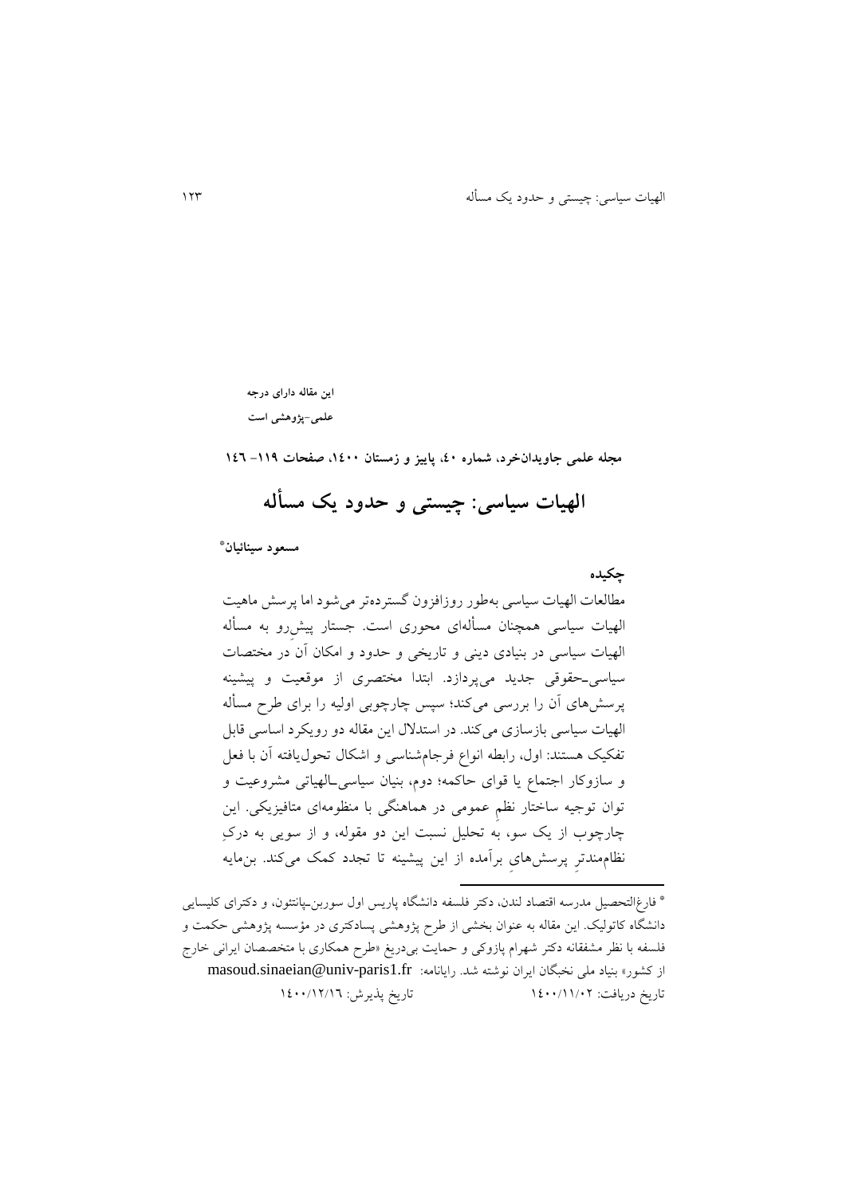**این مقاله دارای درجه**
**علمی-پژوهشی است**

**مجله علمی جاویدان‌خرد، شماره ٤٠، پاییز و زمستان ١٤٠٠، صفحات ١١٩- ١٤٦**

# الهیات سیاسی: چیستی و حدود یک مسأله

**مسعود سینائیان***

## چکیده

مطالعات الهیات سیاسی به‌طور روزافزون گسترده‌تر می‌شود اما پرسش ماهیت الهیات سیاسی همچنان مسأله‌ای محوری است. جستار پیش‌رو به مسأله الهیات سیاسی در بنیادی دینی و تاریخی و حدود و امکان آن در مختصات سیاسی‌ـحقوقی جدید می‌پردازد. ابتدا مختصری از موقعیت و پیشینه پرسش‌های آن را بررسی می‌کند؛ سپس چارچوبی اولیه را برای طرح مسأله الهیات سیاسی بازسازی می‌کند. در استدلال این مقاله دو رویکرد اساسی قابل تفکیک هستند: اول، رابطه انواع فرجام‌شناسی و اشکال تحول‌یافته آن با فعل و سازوکار اجتماع یا قوای حاکمه؛ دوم، بنیان سیاسی‌ـالهیاتی مشروعیت و توان توجیه ساختار نظمِ عمومی در هماهنگی با منظومه‌ای متافیزیکی. این چارچوب از یک سو، به تحلیل نسبت این دو مقوله، و از سویی به درکِ نظام‌مندترِ پرسش‌هایِ برآمده از این پیشینه تا تجدد کمک می‌کند. بن‌مایه

---

* فارغ‌التحصیل مدرسه اقتصاد لندن، دکتر فلسفه دانشگاه پاریس اول سوربن‌ـپانتئون، و دکترای کلیسایی دانشگاه کاتولیک. این مقاله به عنوان بخشی از طرح پژوهشی پسادکتری در مؤسسه پژوهشی حکمت و فلسفه با نظر مشفقانه دکتر شهرام پازوکی و حمایت بی‌دریغ «طرح همکاری با متخصصان ایرانی خارج از کشور» بنیاد ملی نخبگان ایران نوشته شد. رایانامه: masoud.sinaeian@univ-paris1.fr

تاریخ دریافت: ١٤٠٠/١١/٠٢ تاریخ پذیرش: ١٤٠٠/١٢/١٦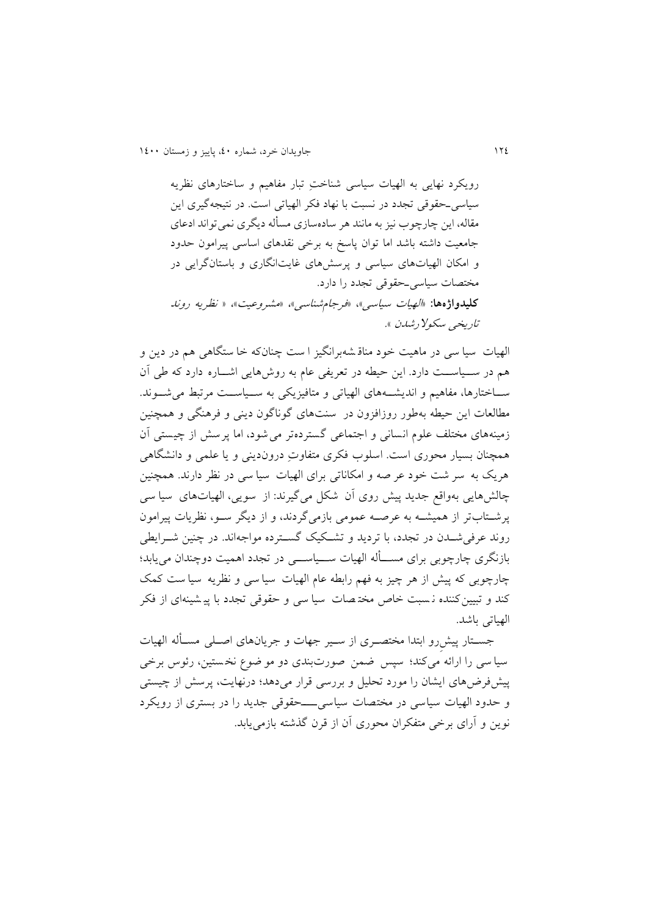رویکرد نهایی به الهیات سیاسی شناختِ تبار مفاهیم و ساختارهای نظریه سیاسی ـحقوقی تجدد در نسبت با نهاد فکر الهیاتی است. در نتیجه‌گیری این مقاله، این چارچوب نیز به مانند هر ساده‌سازی مسأله دیگری نمی‌تواند ادعای جامعیت داشته باشد اما توان پاسخ به برخی نقدهای اساسی پیرامون حدود و امکان الهیات‌های سیاسی و پرسش‌های غایت‌انگاری و باستان‌گرایی در مختصات سیاسی ـحقوقی تجدد را دارد.

**کلیدواژه‌ها:** *«الهیات سیاسی»، «فرجام‌شناسی»، «مشروعیت»، « نظریه روند تاریخی سکولا رشدن ».*

الهیات سیاسی در ماهیت خود مناقشه‌برانگیز است چنان‌که خاستگاهی هم در دین و هم در سیاست دارد. این حیطه در تعریفی عام به روش‌هایی اشاره دارد که طی آن ساختارها، مفاهیم و اندیشه‌های الهیاتی و متافیزیکی به سیاست مرتبط می‌شوند. مطالعات این حیطه به‌طور روزافزون در سنت‌های گوناگون دینی و فرهنگی و همچنین زمینه‌های مختلف علوم انسانی و اجتماعی گسترده‌تر می‌شود، اما پرسش از چیستی آن همچنان بسیار محوری است. اسلوب فکری متفاوتِ درون‌دینی و یا علمی و دانشگاهی هریک به سرشت خود عرصه و امکاناتی برای الهیات سیاسی در نظر دارند. همچنین چالش‌هایی به‌واقع جدید پیش روی آن شکل می‌گیرند: از سویی، الهیات‌های سیاسی پرشتاب‌تر از همیشه به عرصه عمومی بازمی‌گردند، و از دیگر سو، نظریات پیرامون روند عرفی‌شدن در تجدد، با تردید و تشکیک گسترده مواجه‌اند. در چنین شرایطی بازنگری چارچوبی برای مسأله الهیات سیاسی در تجدد اهمیت دوچندان می‌یابد؛ چارچوبی که پیش از هر چیز به فهم رابطه عام الهیات سیاسی و نظریه سیاست کمک کند و تبیین‌کننده نسبت خاص مختصات سیاسی و حقوقی تجدد با پیشینه‌ای از فکر الهیاتی باشد.

جستار پیش‌رو ابتدا مختصری از سیر جهات و جریان‌های اصلی مسأله الهیات سیاسی را ارائه می‌کند؛ سپس ضمن صورت‌بندی دو موضوع نخستین، رئوس برخی پیش‌فرض‌های ایشان را مورد تحلیل و بررسی قرار می‌دهد؛ درنهایت، پرسش از چیستی و حدود الهیات سیاسی در مختصات سیاسی‌ـحقوقی جدید را در بستری از رویکرد نوین و آرای برخی متفکران محوری آن از قرن گذشته بازمی‌یابد.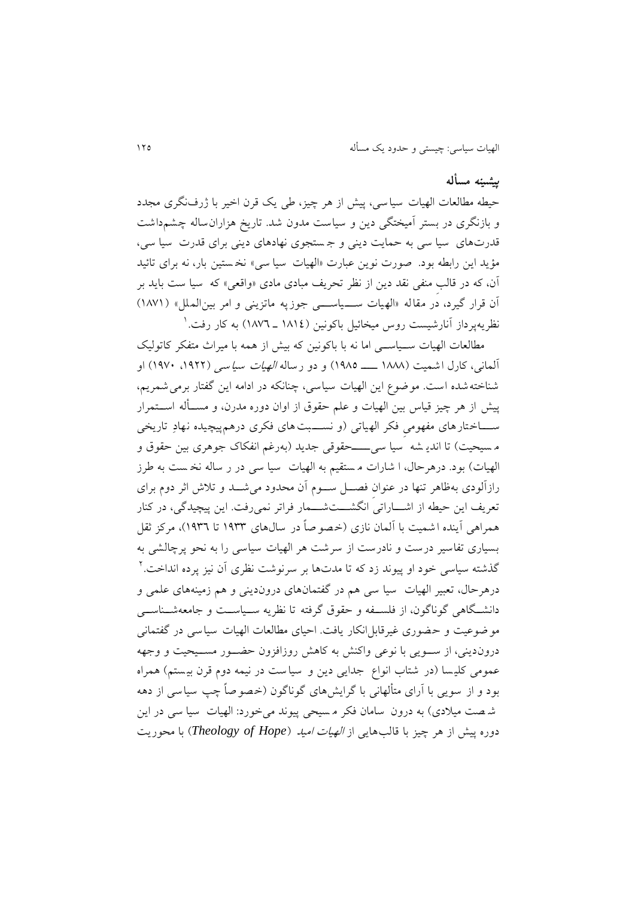## پیشینه مسأله

حیطه مطالعات الهیات سیاسی، پیش از هر چیز، طی یک قرن اخیر با ژرف‌نگری مجدد و بازنگری در بستر آمیختگی دین و سیاست مدون شد. تاریخ هزاران‌ساله چشم‌داشت قدرت‌های سیاسی به حمایت دینی و جستجوی نهادهای دینی برای قدرت سیاسی، مؤید این رابطه بود. صورت نوین عبارت «الهیات سیاسی» نخستین بار، نه برای تائید آن، که در قالبِ منفی نقد دین از نظر تحریف مبادی مادی «واقعی» که سیاست باید بر آن قرار گیرد، در مقاله «الهیات سیاسی جوزپه ماتزینی و امر بین‌الملل» (۱۸۷۱) نظریه‌پرداز آنارشیست روس میخائیل باکونین (۱۸۱۴ ـ ۱۸۷٦) به کار رفت.[1]

مطالعات الهیات سیاسی اما نه با باکونین که بیش از همه با میراث متفکر کاتولیک آلمانی، کارل اشمیت (۱۸۸۸ ـــ ۱۹۸۵) و دو رساله *الهیات سیاسی* (۱۹۲۲، ۱۹۷۰) او شناخته‌شده است. موضوع این الهیات سیاسی، چنانکه در ادامه این گفتار برمی‌شمریم، پیش از هر چیز قیاس بین الهیات و علم حقوق از اوان دوره مدرن، و مسأله استمرار ساختارهای مفهومیِ فکر الهیاتی (و نسبت‌های فکری درهم‌پیچیده نهادِ تاریخی مسیحیت) تا اندیشه سیاسی‌ـ‌حقوقی جدید (به‌رغم انفکاک جوهری بین حقوق و الهیات) بود. درهرحال، اشارات مستقیم به الهیات سیاسی در رساله نخست به طرز رازآلودی به‌ظاهر تنها در عنوانِ فصل سوم آن محدود می‌شد و تلاش اثر دوم برای تعریف این حیطه از اشاراتِ انگشت‌شمار فراتر نمی‌رفت. این پیچیدگی، در کنار همراهی آینده اشمیت با آلمان نازی (خصوصاً در سال‌های ۱۹۳۳ تا ۱۹۳٦)، مرکز ثقل بسیاری تفاسیر درست و نادرست از سرشت هر الهیات سیاسی را به نحو پرچالشی به گذشته سیاسی خود او پیوند زد که تا مدت‌ها بر سرنوشت نظری آن نیز پرده انداخت.[2]

درهرحال، تعبیر الهیات سیاسی هم در گفتمان‌های درون‌دینی و هم زمینه‌های علمی و دانشگاهی گوناگون، از فلسفه و حقوق گرفته تا نظریه سیاست و جامعه‌شناسی موضوعیت و حضوری غیرقابل‌انکار یافت. احیای مطالعات الهیات سیاسی در گفتمانی درون‌دینی، از سویی با نوعی واکنش به کاهش روزافزون حضور مسیحیت و وجهه عمومی کلیسا (در شتاب انواع جدایی دین و سیاست در نیمه دوم قرن بیستم) همراه بود و از سویی با آرای متألهانی با گرایش‌های گوناگون (خصوصاً چپ سیاسی از دهه شصت میلادی) به درون سامان فکر مسیحی پیوند می‌خورد: الهیات سیاسی در این دوره پیش از هر چیز با قالب‌هایی از *الهیات امید* (*Theology of Hope*) با محوریت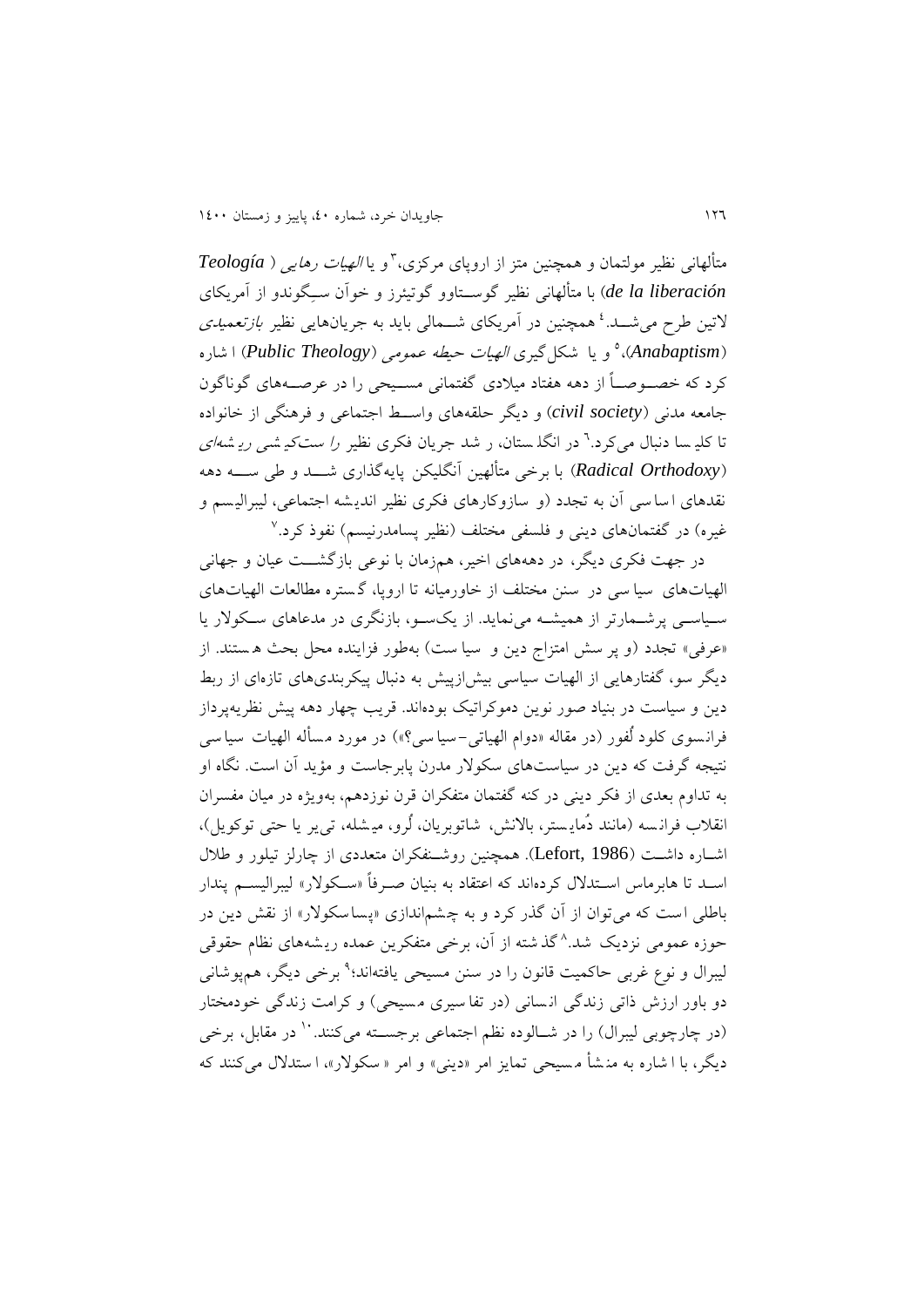متألهانی نظیر مولتمان و همچنین متز از اروپای مرکزی،[3] و یا *الهیات رهایی* (*Teología de la liberación*) با متألهانی نظیر گوستاوو گوتیئرز و خوآن سِگوندو از آمریکای لاتین طرح می‌شد.[4] همچنین در آمریکای شمالی باید به جریان‌هایی نظیر *بازتعمیدی* (*Anabaptism*)،[5] و یا شکل‌گیری *الهیات حیطه عمومی* (*Public Theology*) اشاره کرد که خصوصاً از دهه هفتاد میلادی گفتمانی مسیحی را در عرصه‌های گوناگون جامعه مدنی (*civil society*) و دیگر حلقه‌های واسط اجتماعی و فرهنگی از خانواده تا کلیسا دنبال می‌کرد.[6] در انگلستان، رشد جریان فکری نظیر *راست‌کیشی ریشه‌ای* (*Radical Orthodoxy*) با برخی متألهین آنگلیکن پایه‌گذاری شد و طی سه دهه نقدهای اساسی آن به تجدد (و سازوکارهای فکری نظیر اندیشه اجتماعی، لیبرالیسم و غیره) در گفتمان‌های دینی و فلسفی مختلف (نظیر پسامدرنیسم) نفوذ کرد.[7]

در جهت فکری دیگر، در دهه‌های اخیر، هم‌زمان با نوعی بازگشت عیان و جهانی الهیات‌های سیاسی در سنن مختلف از خاورمیانه تا اروپا، گستره مطالعات الهیات‌های سیاسی پرشمارتر از همیشه می‌نماید. از یک‌سو، بازنگری در مدعاهای سکولار یا «عرفی» تجدد (و پرسش امتزاج دین و سیاست) به‌طور فزاینده محل بحث هستند. از دیگر سو، گفتارهایی از الهیات سیاسی بیش‌ازپیش به دنبال پیکربندی‌های تازه‌ای از ربط دین و سیاست در بنیاد صور نوین دموکراتیک بوده‌اند. قریب چهار دهه پیش نظریه‌پرداز فرانسوی کلود لُفور (در مقاله «دوام الهیاتی-سیاسی؟») در مورد مسأله الهیات سیاسی نتیجه گرفت که دین در سیاست‌های سکولار مدرن پابرجاست و مؤید آن است. نگاه او به تداوم بعدی از فکر دینی در کنه گفتمان متفکران قرن نوزدهم، به‌ویژه در میان مفسران انقلاب فرانسه (مانند دُمایستر، بالانش، شاتوبریان، لُرو، میشله، تی‌یر یا حتی توکویل)، اشاره داشت (Lefort, 1986). همچنین روشنفکران متعددی از چارلز تیلور و طلال اسد تا هابرماس استدلال کرده‌اند که اعتقاد به بنیان صرفاً «سکولار» لیبرالیسم پندار باطلی است که می‌توان از آن گذر کرد و به چشم‌اندازی «پساسکولار» از نقش دین در حوزه عمومی نزدیک شد.[8] گذشته از آن، برخی متفکرین عمده ریشه‌های نظام حقوقی لیبرال و نوع غربی حاکمیت قانون را در سنن مسیحی یافته‌اند؛[9] برخی دیگر، هم‌پوشانی دو باور ارزش ذاتی زندگی انسانی (در تفاسیری مسیحی) و کرامت زندگی خودمختار (در چارچوبی لیبرال) را در شالوده نظم اجتماعی برجسته می‌کنند.[10] در مقابل، برخی دیگر، با اشاره به منشأ مسیحی تمایز امر «دینی» و امر «سکولار»، استدلال می‌کنند که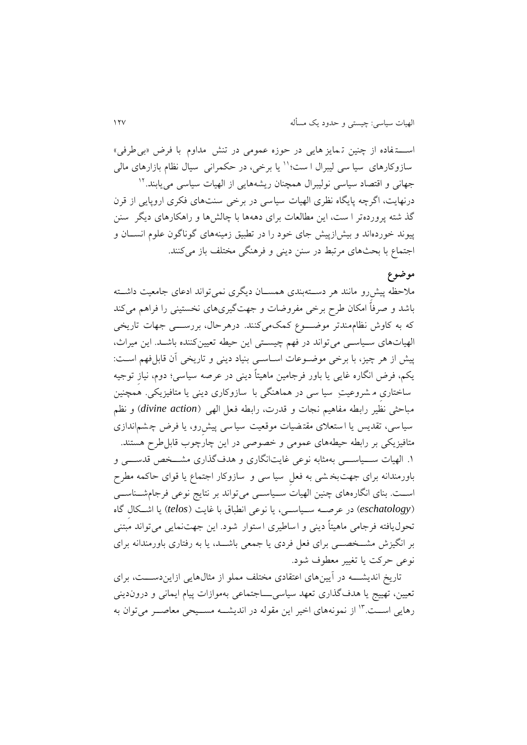استفاده از چنین تمایزهایی در حوزه عمومی در تنش مداوم با فرض «بی‌طرفی» سازوکارهای سیاسی لیبرال است؛[11] یا برخی، در حکمرانی سیال نظام بازارهای مالی جهانی و اقتصاد سیاسی نولیبرال همچنان ریشه‌هایی از الهیات سیاسی می‌یابند.[12]

درنهایت، اگرچه پایگاه نظری الهیات سیاسی در برخی سنت‌های فکری اروپایی از قرن گذشته پرورده‌تر است، این مطالعات برای دهه‌ها با چالش‌ها و راهکارهای دیگر سنن پیوند خورده‌اند و بیش‌ازپیش جای خود را در تطبیق زمینه‌های گوناگون علوم انسان و اجتماع با بحث‌های مرتبط در سنن دینی و فرهنگی مختلف باز می‌کنند.

## موضوع

ملاحظه پیش‌رو مانند هر دسته‌بندی همسان دیگری نمی‌تواند ادعای جامعیت داشته باشد و صرفاً امکان طرح برخی مفروضات و جهت‌گیری‌های نخستینی را فراهم می‌کند که به کاوش نظام‌مندتر موضوع کمک‌می‌کنند. درهرحال، بررسی جهات تاریخی الهیات‌های سیاسی می‌تواند در فهم چیستی این حیطه تعیین‌کننده باشد. این میراث، پیش از هر چیز، با برخی موضوعات اساسی بنیاد دینی و تاریخی آن قابل‌فهم است: یکم، فرض انگاره غایی یا باور فرجامین ماهیتاً دینی در عرصه سیاسی؛ دوم، نیازِ توجیه ساختاری مشروعیتِ سیاسی در هماهنگی با سازوکاری دینی یا متافیزیکی. همچنین مباحثی نظیر رابطه مفاهیم نجات و قدرت، رابطه فعل الهی (*divine action*) و نظم سیاسی، تقدیس یا استعلای مقتضیات موقعیت سیاسی پیش‌رو، یا فرض چشم‌اندازی متافیزیکی بر رابطه حیطه‌های عمومی و خصوصی در این چارچوب قابل‌طرح هستند.

۱. الهیات سیاسی به‌مثابه نوعی غایت‌انگاری و هدف‌گذاری مشخص قدسی و باورمندانه برای جهت‌بخشی به فعلِ سیاسی و سازوکار اجتماع یا قوای حاکمه مطرح است. بنای انگاره‌های چنین الهیاتِ سیاسی می‌تواند بر نتایج نوعی فرجام‌شناسی (*eschatology*) در عرصه سیاسی، یا نوعی انطباق با غایت (*telos*) یا اشکال گاه تحول‌یافته فرجامی ماهیتاً دینی و اساطیری استوار شود. این جهت‌نمایی می‌تواند مبتنی بر انگیزش مشخصی برای فعل فردی یا جمعی باشد، یا به رفتاری باورمندانه برای نوعی حرکت یا تغییر معطوف شود.

تاریخ اندیشه در آیین‌های اعتقادی مختلف مملو از مثال‌هایی ازاین‌دست، برای تعیین، تهییج یا هدف‌گذاری تعهد سیاسی‌ـاجتماعی به‌موازات پیام ایمانی و درون‌دینی رهایی است.[13] از نمونه‌های اخیر این مقوله در اندیشه مسیحی معاصر می‌توان به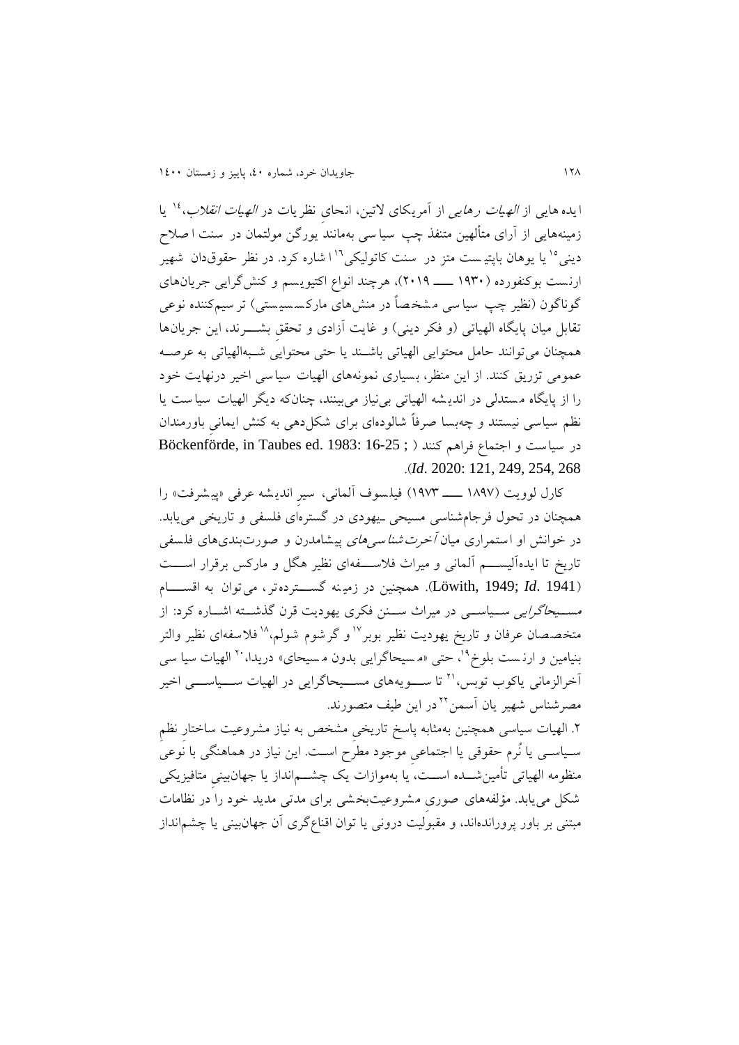ایده هایی از *الهیات رهایی* از آمریکای لاتین، انحای نظریات در *الهیات انقلاب*،[14] یا زمینه‌هایی از آرای متألهین متنفذ چپ سیاسی به‌مانند یورگن مولتمان در سنت اصلاح دینی[15] یا یوهان باپتیست متز در سنت کاتولیکی[16] اشاره کرد. در نظر حقوق‌دان شهیر ارنست بوکنفورده (۱۹۳۰ ــــ ۲۰۱۹)، هرچند انواع اکتیویسم و کنش‌گرایی جریان‌های گوناگون (نظیر چپ سیاسی مشخصاً در منش‌های مارکسیستی) ترسیم‌کننده نوعی تقابل میان پایگاه الهیاتی (و فکر دینی) و غایت آزادی و تحقق بشـــرند، این جریان‌ها همچنان می‌توانند حامل محتوایی الهیاتی باشند یا حتی محتوایی شبه‌الهیاتی به عرصه عمومی تزریق کنند. از این منظر، بسیاری نمونه‌های الهیات سیاسی اخیر درنهایت خود را از پایگاه مستدلی در اندیشه الهیاتی بی‌نیاز می‌بینند، چنان‌که دیگر الهیات سیاست یا نظم سیاسی نیستند و چه‌بسا صرفاً شالوده‌ای برای شکل‌دهی به کنش ایمانیِ باورمندان در سیاست و اجتماع فراهم کنند (Böckenförde, in Taubes ed. 1983: 16-25 ; *Id*. 2020: 121, 249, 254, 268).

کارل لوویت (۱۸۹۷ ــــ ۱۹۷۳) فیلسوف آلمانی، سیر اندیشه عرفی «پیشرفت» را همچنان در تحول فرجام‌شناسی مسیحی ـ‌یهودی در گستره‌ای فلسفی و تاریخی می‌یابد. در خوانش او استمراری میان *آخرت‌شناسی‌های* پیشامدرن و صورت‌بندی‌های فلسفی تاریخ تا ایده‌آلیســـم آلمانی و میراث فلاســـفه‌ای نظیر هگل و مارکس برقرار اســـت (Löwith, 1949; *Id*. 1941). همچنین در زمینه گســـترده‌تر، می‌توان به اقســـام *مســـیحاگرایی* ســـیاســـی در میراث ســـنن فکری یهودیت قرن گذشـــته اشـــاره کرد: از متخصصان عرفان و تاریخ یهودیت نظیر بوبر[17] و گرشوم شولم،[18] فلاسفه‌ای نظیر والتر بنیامین و ارنست بلوخ[19]، حتی «مسیحاگرایی بدون مسیحای» دریدا،[20] الهیات سیاسی آخرالزمانی یاکوب توبس،[21] تا ســـویه‌های مســـیحاگرایی در الهیات ســـیاســـی اخیر مصرشناس شهیر یان آسمن[22] در این طیف متصورند.

۲. الهیات سیاسی همچنین به‌مثابه پاسخ تاریخیِ مشخص به نیاز مشروعیت ساختارِ نظمِ ســیاســی یا نُرمِ حقوقی یا اجتماعیِ موجود مطرح اســت. این نیاز در هماهنگی با نوعی منظومه الهیاتی تأمین‌شـــده اســـت، یا به‌موازات یک چشـــم‌انداز یا جهان‌بینیِ متافیزیکی شکل می‌یابد. مؤلفه‌های صوریِ مشروعیت‌بخشی برای مدتی مدید خود را در نظامات مبتنی بر باور پرورانده‌اند، و مقبولیت درونی یا توان اقناع‌گری آن جهان‌بینی یا چشم‌انداز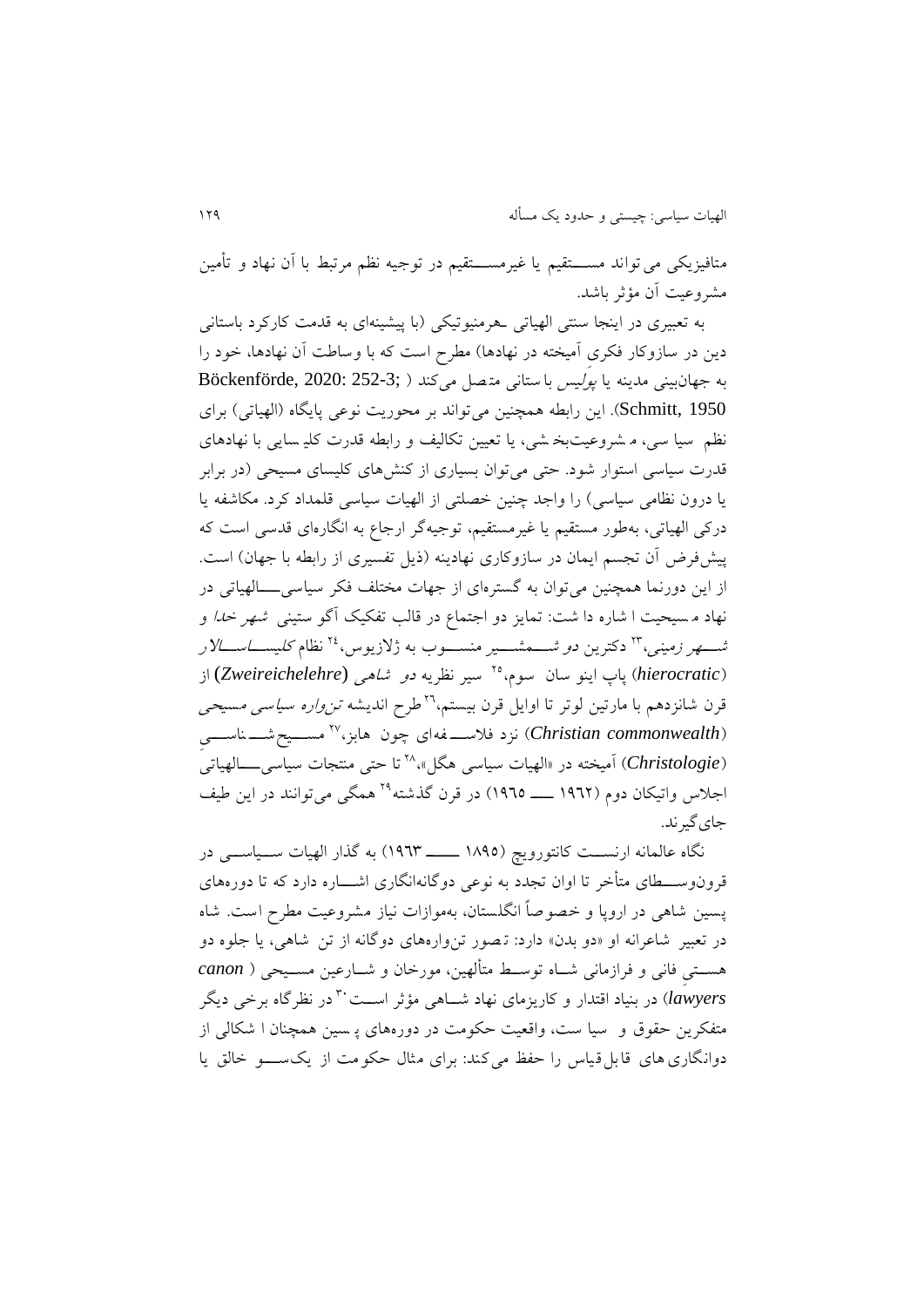متافیزیکی می‌تواند مستقیم یا غیرمستقیم در توجیه نظم مرتبط با آن نهاد و تأمین مشروعیت آن مؤثر باشد.

به تعبیری در اینجا سنتی الهیاتی ـهرمنیوتیکی (با پیشینه‌ای به قدمت کارکرد باستانی دین در سازوکار فکری آمیخته در نهادها) مطرح است که با وساطت آن نهادها، خود را به جهان‌بینی مدینه یا *پولیس* باستانی متصل می‌کند (Böckenförde, 2020: 252-3; Schmitt, 1950). این رابطه همچنین می‌تواند بر محوریت نوعی پایگاه (الهیاتی) برای نظم سیاسی، مشروعیت‌بخشی، یا تعیین تکالیف و رابطه قدرت کلیسایی با نهادهای قدرت سیاسی استوار شود. حتی می‌توان بسیاری از کنش‌های کلیسای مسیحی (در برابر یا درون نظامی سیاسی) را واجد چنین خصلتی از الهیات سیاسی قلمداد کرد. مکاشفه یا درکی الهیاتی، به‌طور مستقیم یا غیرمستقیم، توجیه‌گر ارجاع به انگاره‌ای قدسی است که پیش‌فرض آن تجسم ایمان در سازوکاری نهادینه (ذیل تفسیری از رابطه با جهان) است. از این دورنما همچنین می‌توان به گستره‌ای از جهات مختلف فکر سیاسی‌ـالهیاتی در نهاد مسیحیت اشاره داشت: تمایز دو اجتماع در قالب تفکیک آگوستینی *شهر خدا* و *شهر زمینی*،[23] دکترین *دو شمشیر* منسوب به ژلازیوس،[24] نظام *کلیسا‌سالار* (*hierocratic*) پاپ اینو سان سوم،[25] سیر نظریه *دو شاهی* (*Zweireichelehre*) از قرن شانزدهم با مارتین لوتر تا اوایل قرن بیستم،[26] طرح اندیشه *تن‌واره سیاسی مسیحی* (*Christian commonwealth*) نزد فلاسفه‌ای چون هابز،[27] مسیح‌شناسی (*Christologie*) آمیخته در «الهیات سیاسی هگل»،[28] تا حتی منتجات سیاسی‌ـالهیاتی اجلاس واتیکان دوم (۱۹۶۲ ـ ۱۹۶۵) در قرن گذشته[29] همگی می‌توانند در این طیف جای‌گیرند.

نگاه عالمانه ارنست کانتورویچ (۱۸۹۵ ـ ۱۹۶۳) به گذار الهیات سیاسی در قرون‌وسطای متأخر تا اوان تجدد به نوعی دوگانه‌انگاری اشاره دارد که تا دوره‌های پسین شاهی در اروپا و خصوصاً انگلستان، به‌موازات نیاز مشروعیت مطرح است. شاه در تعبیر شاعرانه او «دو بدن» دارد: تصور تن‌واره‌های دوگانه از تن شاهی، یا جلوه دو هستی فانی و فرازمانی شاه توسط متألهین، مورخان و شارعین مسیحی (*canon lawyers*) در بنیاد اقتدار و کاریزمای نهاد شاهی مؤثر است[30] در نظرگاه برخی دیگر متفکرین حقوق و سیاست، واقعیت حکومت در دوره‌های پسین همچنان اشکالی از دوانگاری‌های قابل‌قیاس را حفظ می‌کند: برای مثال حکومت از یک‌سو خالق یا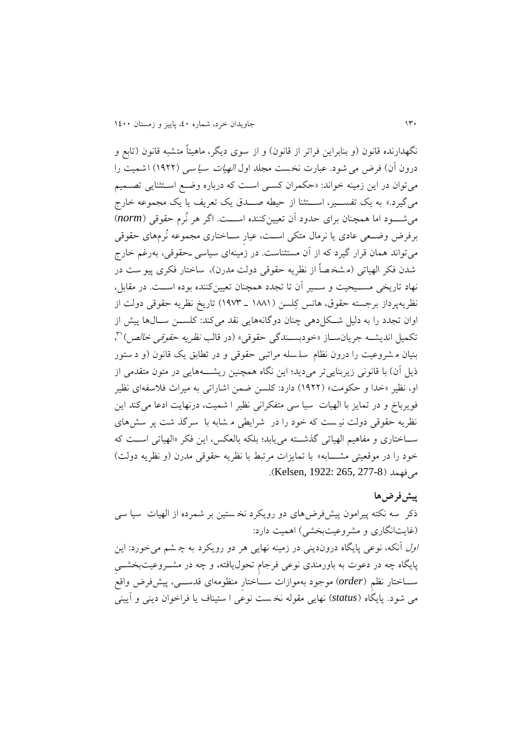نگهدارنده قانون (و بنابراین فراتر از قانون) و از سوی دیگر، ماهیتاً متشبه قانون (تابع و درون آن) فرض می شود. عبارت نخست مجلد اول *الهیات سیاسی* (۱۹۲۲) اشمیت را می‌توان در این زمینه خواند: «حکمران کسی است که درباره وضع استثنایی تصمیم می‌گیرد.» به یک تفسیر، استثنا از حیطه صدق یک تعریف یا یک مجموعه خارج می‌شود اما همچنان برای حدود آن تعیین‌کننده است. اگر هر نُرم حقوقی (*norm*) برفرض وضعی عادی یا نرمال متکی است، عیارِ ساختاری مجموعه نُرم‌های حقوقی می‌تواند همان قرار گیرد که از آن مستثناست. در زمینه‌ای سیاسی ـحقوقی، به‌رغم خارج شدن فکر الهیاتی (مشخصاً از نظریه حقوقی دولت مدرن)، ساختار فکری پیوست در نهاد تاریخی مسیحیت و سیر آن تا تجدد همچنان تعیین‌کننده بوده است. در مقابل، نظریه‌پرداز برجسته حقوق، هانس کِلسن (۱۸۸۱ ـ ۱۹۷۳) تاریخ نظریه حقوقی دولت از اوان تجدد را به دلیل شکل‌دهی چنان دوگانه‌هایی نقد می‌کند: کلسن سال‌ها پیش از تکمیل اندیشه جریان‌ساز «خودبسندگی حقوقی» (در قالب *نظریه حقوقی خالص*)[۳۱]، بنیان مشروعیت را درون نظام سلسله مراتبی حقوقی و در تطابق یک قانون (و دستور ذیل آن) با قانونی زیربنایی‌تر می‌دید؛ این نگاه همچنین ریشه‌هایی در متون متقدمی از او، نظیر «خدا و حکومت» (۱۹۲۲) دارد: کلسن ضمن اشاراتی به میراث فلاسفه‌ای نظیر فویرباخ و در تمایز با الهیات سیاسی متفکرانی نظیر اشمیت، درنهایت ادعا می‌کند این نظریه حقوقی دولت نیست که خود را در شرایطی مشابه با سرگذشت پرسش‌های ساختاری و مفاهیم الهیاتی گذشته می‌یابد؛ بلکه بالعکس، این فکر «الهیاتی است که خود را در موقعیتی مشابه» با تمایزات مرتبط با نظریه حقوقی مدرن (و نظریه دولت) می‌فهمد (Kelsen, 1922: 265, 277-8).

## پیش‌فرض‌ها

ذکر سه نکته پیرامون پیش‌فرض‌های دو رویکرد نخستین بر شمرده از الهیات سیاسی (غایت‌انگاری و مشروعیت‌بخشی) اهمیت دارد:

*اول* آنکه، نوعی پایگاه درون‌دینی در زمینه نهایی هر دو رویکرد به چشم می‌خورد: این پایگاه چه در دعوت به باورمندی نوعی فرجامِ تحول‌یافته، و چه در مشروعیت‌بخشیِ ساختار نظمِ (*order*) موجود به‌موازات ساختارِ منظومه‌ای قدسی، پیش‌فرض واقع می شود. پایگاه (*status*) نهایی مقوله نخست نوعی استیناف یا فراخوان دینی و آیینی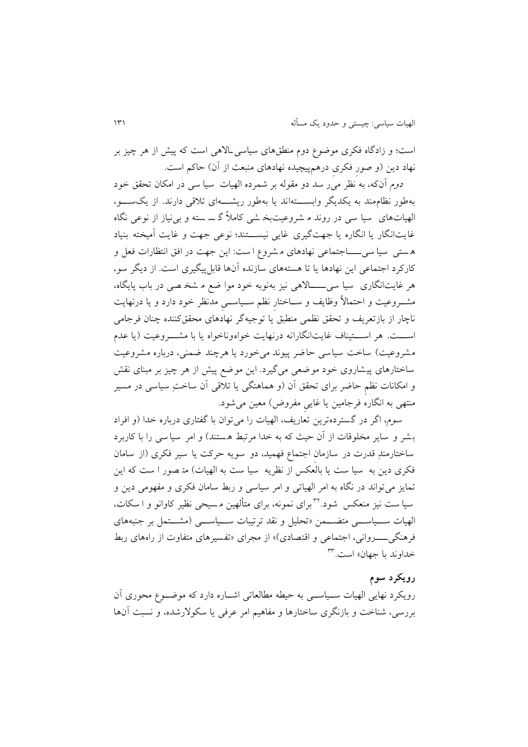است؛ و زادگاه فکری موضوع دوم منطق‌های سیاسی‌ـالاهی است که پیش از هر چیز بر نهاد دین (و صور فکری درهم‌پیچیده نهادهای منبعث از آن) حاکم است.

دوم آن‌که، به نظر می‌رسد دو مقوله بر شمرده الهیات سیاسی در امکان تحقق خود به‌طور نظام‌مند به یکدیگر وابسته‌اند یا به‌طور ریشه‌ای تلاقی دارند. از یک‌سو، الهیات‌های سیاسی در روند مشروعیت‌بخشی کاملاً گسسته و بی‌نیاز از نوعی نگاه غایت‌انگار یا انگاره یا جهت‌گیری غایی نیستند؛ نوعی جهت و غایت آمیخته بنیاد هستی سیاسی‌اجتماعی نهادهای مشروع است: این جهت در افق انتظارات فعل و کارکرد اجتماعی این نهادها یا تا هسته‌های سازنده آن‌ها قابل‌پیگیری است. از دیگر سو، هر غایت‌انگاری سیاسی‌الاهی نیز به‌نوبه خود مواضع مشخصی در باب پایگاه، مشروعیت و احتمالاً وظایف و ساختار نظم سیاسی مدنظر خود دارد و یا درنهایت ناچار از بازتعریف و تحقق نظمی منطبق یا توجیه‌گر نهادهای محقق‌کننده چنان فرجامی است. هر استیناف غایت‌انگارانه درنهایت خواه‌وناخواه با مشروعیت (یا عدم مشروعیت) ساخت سیاسی حاضر پیوند می‌خورد یا هرچند ضمنی، درباره مشروعیت ساختارهای پیشاروی خود موضعی می‌گیرد. این موضع پیش از هر چیز بر مبنای نقش و امکانات نظم حاضر برای تحقق آن (و هماهنگی یا تلاقی آن ساختِ سیاسی در مسیر منتهی به انگاره فرجامین یا غایی مفروض) معین می‌شود.

سوم، اگر در گسترده‌ترین تعاریف، الهیات را می‌توان با گفتاری درباره خدا (و افراد بشر و سایر مخلوقات از آن حیث که به خدا مرتبط هستند) و امر سیاسی را با کاربرد ساختارمندِ قدرت در سازمان اجتماع فهمید، دو سویه حرکت یا سیر فکری (از سامان فکری دین به سیاست یا بالعکس از نظریه سیاست به الهیات) متصور است که این تمایز می‌تواند در نگاه به امر الهیاتی و امر سیاسی و ربط سامان فکری و مفهومی دین و سیاست نیز منعکس شود.[32] برای نمونه، برای متألهین مسیحی نظیر کاوانو و اسکات، الهیات سیاسی متضمن «تحلیل و نقد ترتیبات سیاسی (مشتمل بر جنبه‌های فرهنگی‌روانی، اجتماعی و اقتصادی)» از مجرای «تفسیرهای متفاوت از راه‌های ربط خداوند با جهان» است.[33]

### رویکرد سوم

رویکرد نهایی الهیات سیاسی به حیطه مطالعاتی اشاره دارد که موضوع محوری آن بررسی، شناخت و بازنگری ساختارها و مفاهیم امر عرفی یا سکولارشده، و نسبت آن‌ها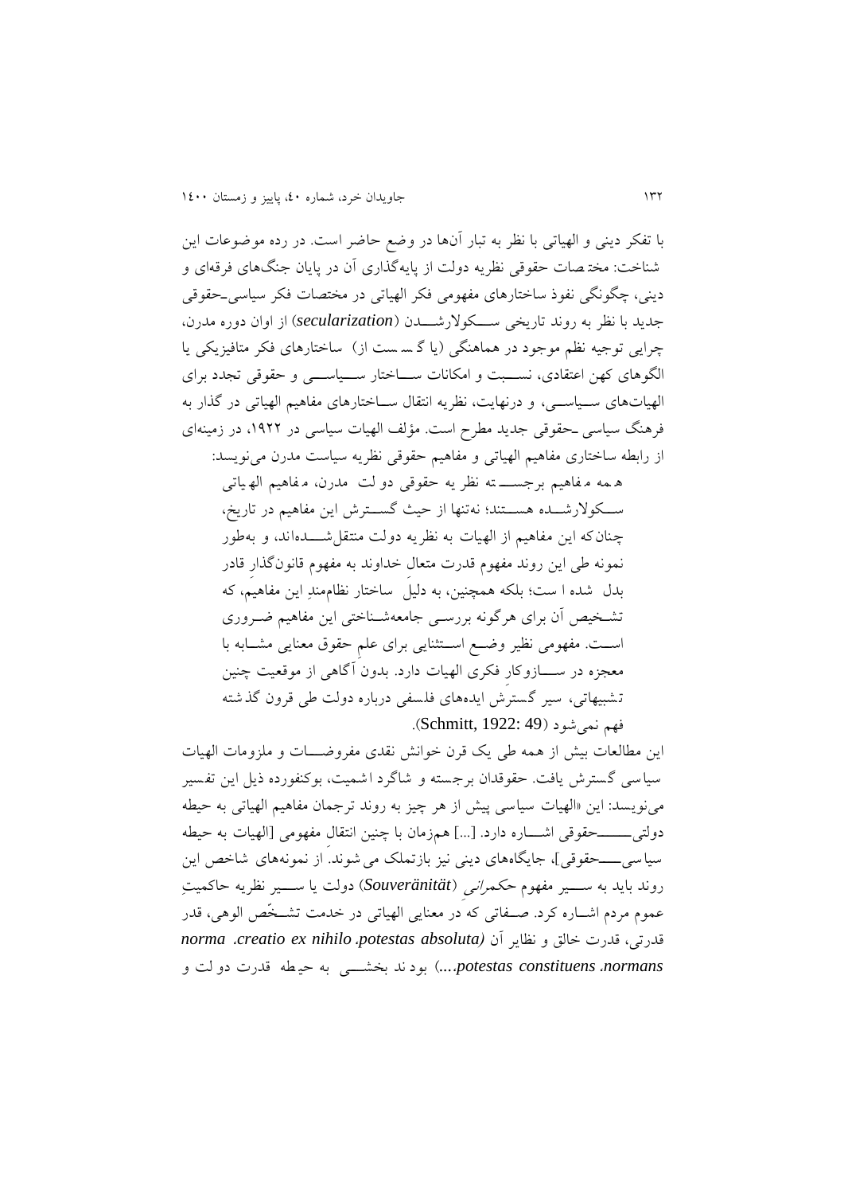با تفکر دینی و الهیاتی با نظر به تبار آن‌ها در وضع حاضر است. در رده موضوعات این شناخت: مختصات حقوقی نظریه دولت از پایه‌گذاری آن در پایان جنگ‌های فرقه‌ای و دینی، چگونگی نفوذ ساختارهای مفهومی فکر الهیاتی در مختصات فکر سیاسی‌ـحقوقی جدید با نظر به روند تاریخی سکولارشدن (*secularization*) از اوان دوره مدرن، چرایی توجیه نظم موجود در هماهنگی (یا گسست از) ساختارهای فکر متافیزیکی یا الگوهای کهن اعتقادی، نسبت و امکانات ساختار سیاسی و حقوقی تجدد برای الهیات‌های سیاسی، و درنهایت، نظریه انتقال ساختارهای مفاهیم الهیاتی در گذار به فرهنگ سیاسی ـحقوقی جدید مطرح است. مؤلف الهیات سیاسی در ۱۹۲۲، در زمینه‌ای از رابطه ساختاری مفاهیم الهیاتی و مفاهیم حقوقی نظریه سیاست مدرن می‌نویسد:

> همه مفاهیم برجسته نظریه حقوقی دولت مدرن، مفاهیم الهیاتی سکولارشده هستند؛ نه‌تنها از حیث گسترش این مفاهیم در تاریخ، چنان‌که این مفاهیم از الهیات به نظریه دولت منتقل‌شده‌اند، و به‌طور نمونه طی این روند مفهوم قدرت متعال خداوند به مفهوم قانون‌گذارِ قادر بدل شده است؛ بلکه همچنین، به دلیلِ ساختار نظام‌مندِ این مفاهیم، که تشخیص آن برای هرگونه بررسی جامعه‌شناختی این مفاهیم ضروری است. مفهومی نظیر وضع استثنایی برای علمِ حقوق معنایی مشابه با معجزه در سازوکارِ فکری الهیات دارد. بدون آگاهی از موقعیت چنین تشبیهاتی، سیر گسترشِ ایده‌های فلسفی درباره دولت طی قرون گذشته فهم نمی‌شود (Schmitt, 1922: 49).

این مطالعات بیش از همه طی یک قرن خوانش نقدی مفروضات و ملزومات الهیات سیاسی گسترش یافت. حقوقدان برجسته و شاگرد اشمیت، بوکنفورده ذیل این تفسیر می‌نویسد: این «الهیات سیاسی پیش از هر چیز به روند ترجمان مفاهیم الهیاتی به حیطه دولتی‌ـحقوقی اشاره دارد. [...] هم‌زمان با چنین انتقال مفهومی [الهیات به حیطه سیاسی‌ـحقوقی]، جایگاه‌های دینی نیز بازتملک می‌شوند. از نمونه‌های شاخص این روند باید به سیر مفهوم *حکمرانی* (*Souveränität*) دولت یا سیر نظریه حاکمیتِ عموم مردم اشاره کرد. صفاتی که در معنایی الهیاتی در خدمت تشخّص الوهی، قدر قدرتی، قدرت خالق و نظایر آن (*potestas absoluta*، *creatio ex nihilo*، *norma normans*، *potestas constituens*...) بودند بخشی به حیطه قدرت دولت و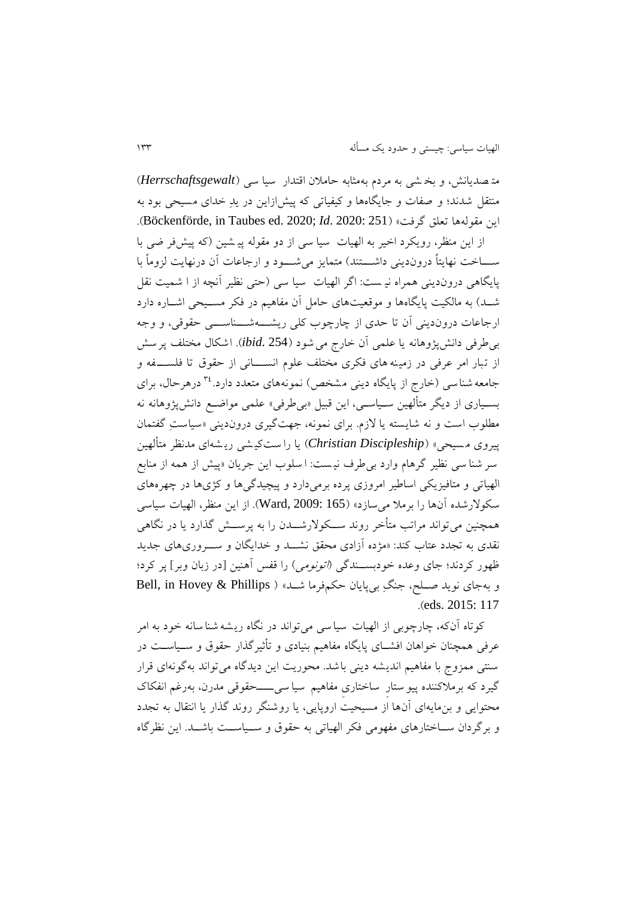متصدیانش، و بخشی به مردم به‌مثابه حاملان اقتدار سیاسی (*Herrschaftsgewalt*) منتقل شدند؛ و صفات و جایگاه‌ها و کیفیاتی که پیش‌ازاین در یدِ خدای مسیحی بود به این مقوله‌ها تعلق گرفت» (Böckenförde, in Taubes ed. 2020; *Id*. 2020: 251).

از این منظر، رویکرد اخیر به الهیات سیاسی از دو مقوله پیشین (که پیش‌فرضی با ساخت نهایتاً درون‌دینی داشتند) متمایز می‌شود و ارجاعات آن درنهایت لزوماً با پایگاهی درون‌دینی همراه نیست: اگر الهیات سیاسی (حتی نظیر آنچه از اشمیت نقل شد) به مالکیت پایگاه‌ها و موقعیت‌های حامل آن مفاهیم در فکر مسیحی اشاره دارد ارجاعات درون‌دینی آن تا حدی از چارچوب کلی ریشه‌شناسی حقوقی، و وجه بی‌طرفی دانش‌پژوهانه یا علمی آن خارج می‌شود (*ibid*. 254). اشکال مختلف پرسش از تبار امر عرفی در زمینه‌های فکری مختلف علوم انسانی از حقوق تا فلسفه و جامعه‌شناسی (خارج از پایگاه دینی مشخص) نمونه‌های متعدد دارد.[34] درهرحال، برای بسیاری از دیگر متألهین سیاسی، این قبیل «بی‌طرفی» علمی مواضع دانش‌پژوهانه نه مطلوب است و نه شایسته یا لازم. برای نمونه، جهت‌گیری درون‌دینی «سیاستِ گفتمان پیروی مسیحی» (*Christian Discipleship*) یا راست‌کیشی ریشه‌ای مدنظر متألهین سرشناسی نظیر گرهام وارد بی‌طرف نیست: اسلوب این جریان «پیش از همه از منابع الهیاتی و متافیزیکی اساطیر امروزی پرده برمی‌دارد و پیچیدگی‌ها و کژی‌ها در چهره‌های سکولارشده آن‌ها را برملا می‌سازد» (Ward, 2009: 165). از این منظر، الهیات سیاسی همچنین می‌تواند مراتب متأخر روند سکولارشدن را به پرسش گذارد یا در نگاهی نقدی به تجدد عتاب کند: «مژده آزادی محقق نشد و خدایگان و سروری‌های جدید ظهور کردند؛ جای وعده خودبسندگی (*اتونومی*) را قفس آهنین [در زبان وبر] پر کرد؛ و به‌جای نوید صلح، جنگِ بی‌پایان حکم‌فرما شد» (Bell, in Hovey & Phillips eds. 2015: 117).

کوتاه آن‌که، چارچوبی از الهیات سیاسی می‌تواند در نگاه ریشه‌شناسانه خود به امر عرفی همچنان خواهان افشای پایگاه مفاهیم بنیادی و تأثیرگذار حقوق و سیاست در سنتی ممزوج با مفاهیم اندیشه دینی باشد. محوریت این دیدگاه می‌تواند به‌گونه‌ای قرار گیرد که برملاکننده پیوستارِ ساختاریِ مفاهیم سیاسی‌ــــحقوقی مدرن، به‌رغم انفکاک محتوایی و بن‌مایه‌ای آن‌ها از مسیحیتِ اروپایی، یا روشنگر روند گذار یا انتقال به تجدد و برگردان ساختارهای مفهومی فکر الهیاتی به حقوق و سیاست باشد. این نظرگاه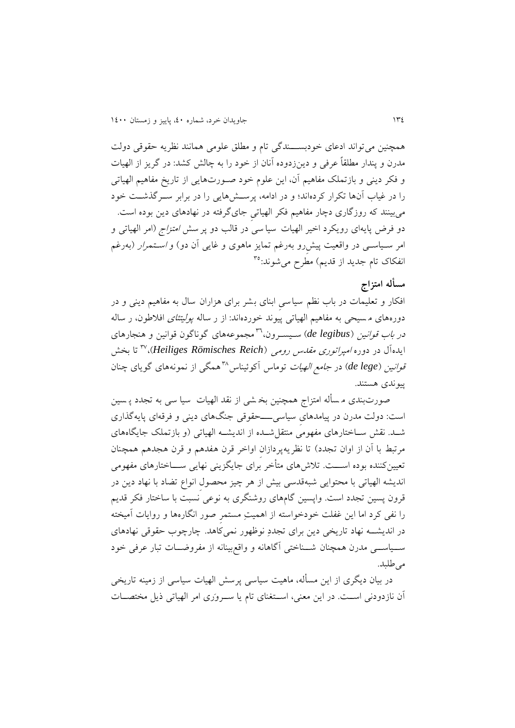همچنین می‌تواند ادعای خودبسندگی تام و مطلق علومی همانند نظریه حقوقی دولت مدرن و پندار مطلقاً عرفی و دین‌زدوده آنان از خود را به چالش کشد: در گریز از الهیات و فکر دینی و بازتملک مفاهیم آن، این علوم خود صورت‌هایی از تاریخ مفاهیم الهیاتی را در غیاب آن‌ها تکرار کرده‌اند؛ و در ادامه، پرسش‌هایی را در برابر سرگذشت خود می‌بینند که روزگاری دچار مفاهیم فکر الهیاتیِ جای‌گرفته در نهادهای دین بوده است.

دو فرض پایه‌ای رویکرد اخیر الهیات سیاسی در قالب دو پرسش *امتزاج* (امر الهیاتی و امر سیاسی در واقعیت پیش‌رو به‌رغم تمایز ماهوی و غایی آن دو) و *استمرار* (به‌رغم انفکاک تام جدید از قدیم) مطرح می‌شوند:[35]

### مسأله امتزاج

افکار و تعلیمات در باب نظم سیاسیِ ابنای بشر برای هزاران سال به مفاهیم دینی و در دوره‌های مسیحی به مفاهیم الهیاتی پیوند خورده‌اند: از رساله *پولیتئای* افلاطون، رساله *در باب قوانین* (*de legibus*) سیسرون،[36] مجموعه‌های گوناگون قوانین و هنجارهای ایده‌آل در دوره *امپراتوری مقدس رومی* (*Heiliges Römisches Reich*)،[37] تا بخش *قوانین* (*de lege*) در *جامع الهیات* توماس آکوئیناس[38] همگی از نمونه‌های گویای چنان پیوندی هستند.

صورت‌بندی مسأله امتزاج همچنین بخشی از نقد الهیات سیاسی به تجدد پسین است: دولت مدرن در پیامدهای سیاسی‌ـــحقوقی جنگ‌های دینی و فرقه‌ای پایه‌گذاری شد. نقش ساختارهای مفهومیِ منتقل‌شده از اندیشه الهیاتی (و بازتملک جایگاه‌های مرتبط با آن از اوان تجدد) تا نظریه‌پردازان اواخر قرن هفدهم و قرن هجدهم همچنان تعیین‌کننده بوده است. تلاش‌های متأخر برای جایگزینی نهایی ساختارهای مفهومی اندیشه الهیاتی با محتوایی شبه‌قدسی بیش از هر چیز محصولِ انواع تضاد با نهاد دین در قرون پسین تجدد است. واپسین گام‌های روشنگری به نوعی نسبت با ساختار فکر قدیم را نفی کرد اما این غفلت خودخواسته از اهمیتِ مستمرِ صور انگاره‌ها و روایات آمیخته در اندیشه نهاد تاریخی دین برای تجددِ نوظهور نمی‌کاهد. چارچوب حقوقی نهادهای سیاسی مدرن همچنان شناختی آگاهانه و واقع‌بینانه از مفروضات تبار عرفی خود می‌طلبد.

در بیان دیگری از این مسأله، ماهیت سیاسی پرسش الهیات سیاسی از زمینه تاریخی آن نازدودنی است. در این معنی، استغنای تام یا سروَری امر الهیاتی ذیل مختصات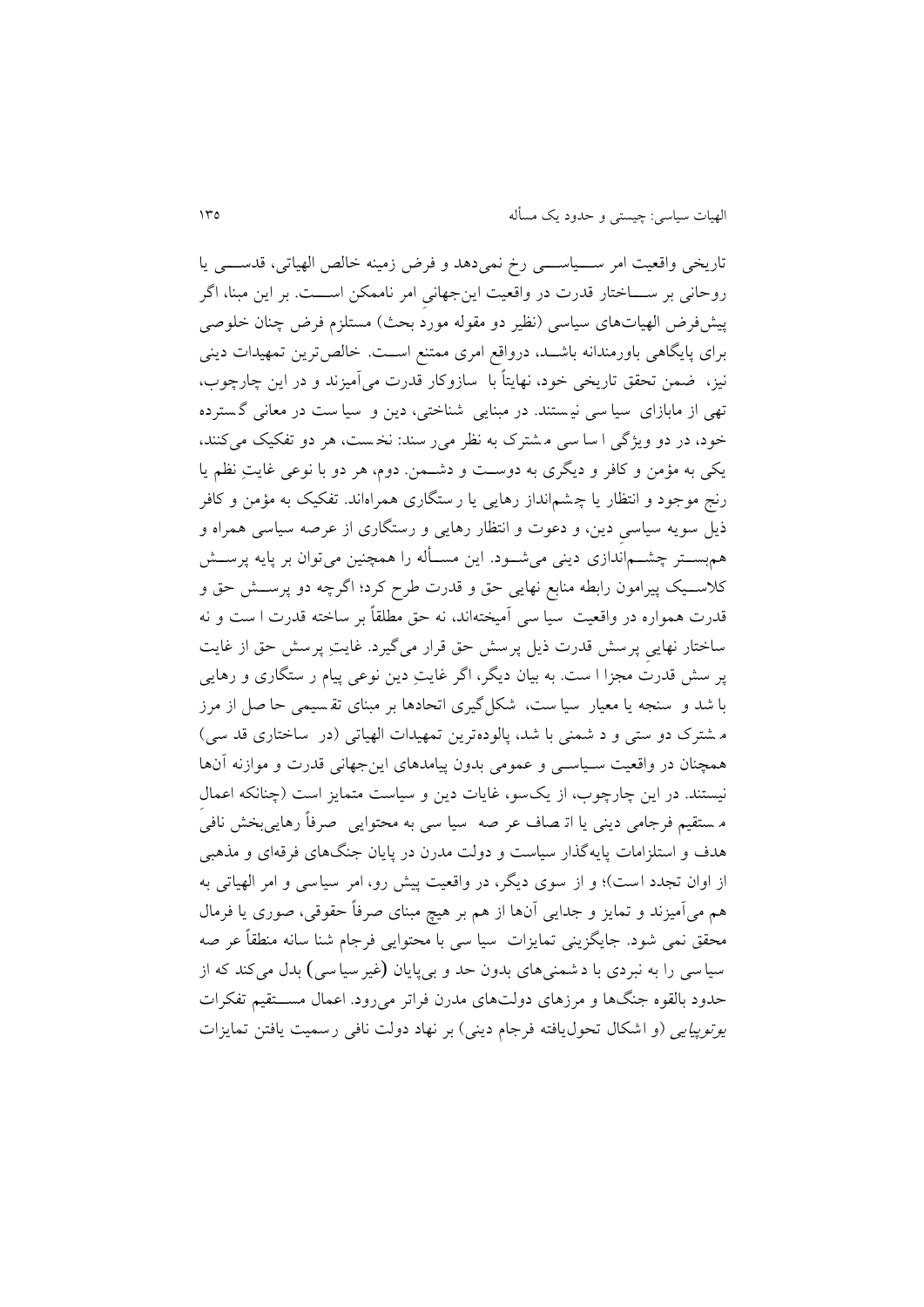تاریخی واقعیت امر سیاسی رخ نمی‌دهد و فرض زمینه خالص الهیاتی، قدسی یا روحانی بر ساختار قدرت در واقعیت این‌جهانیِ امر ناممکن است. بر این مبنا، اگر پیش‌فرض الهیات‌های سیاسی (نظیر دو مقوله مورد بحث) مستلزمِ فرض چنان خلوصی برای پایگاهی باورمندانه باشد، درواقع امری ممتنع است. خالص‌ترین تمهیدات دینی نیز، ضمن تحقق تاریخی خود، نهایتاً با سازوکار قدرت می‌آمیزند و در این چارچوب، تهی از مابازای سیاسی نیستند. در مبنایی شناختی، دین و سیاست در معانی گسترده خود، در دو ویژگی اساسی مشترک به نظر می‌رسند: نخست، هر دو تفکیک می‌کنند، یکی به مؤمن و کافر و دیگری به دوست و دشمن. دوم، هر دو با نوعی غایتِ نظم یا رنج موجود و انتظار یا چشم‌انداز رهایی یا رستگاری همراه‌اند. تفکیک به مؤمن و کافر ذیل سویه سیاسیِ دین، و دعوت و انتظار رهایی و رستگاری از عرصه سیاسی همراه و هم‌بستر چشم‌اندازی دینی می‌شود. این مسأله را همچنین می‌توان بر پایه پرسش کلاسیک پیرامون رابطه منابع نهایی حق و قدرت طرح کرد؛ اگرچه دو پرسش حق و قدرت همواره در واقعیت سیاسی آمیخته‌اند، نه حق مطلقاً بر ساخته قدرت است و نه ساختار نهاییِ پرسش قدرت ذیل پرسش حق قرار می‌گیرد. غایتِ پرسش حق از غایت پرسش قدرت مجزا است. به بیان دیگر، اگر غایتِ دین نوعی پیام رستگاری و رهایی باشد و سنجه یا معیار سیاست، شکل‌گیری اتحادها بر مبنای تقسیمی حاصل از مرز مشترک دوستی و دشمنی باشد، پالوده‌ترین تمهیدات الهیاتی (در ساختاری قدسی) همچنان در واقعیت سیاسی و عمومی بدون پیامدهای این‌جهانی قدرت و موازنه آن‌ها نیستند. در این چارچوب، از یک‌سو، غایات دین و سیاست متمایز است (چنانکه اعمالِ مستقیم فرجامی دینی یا اتصاف عرصه سیاسی به محتوایی صرفاً رهایی‌بخش نافیِ هدف و استلزامات پایه‌گذار سیاست و دولت مدرن در پایان جنگ‌های فرقه‌ای و مذهبی از اوان تجدد است)؛ و از سوی دیگر، در واقعیت پیش رو، امر سیاسی و امر الهیاتی به هم می‌آمیزند و تمایز و جدایی آن‌ها از هم بر هیچ مبنای صرفاً حقوقی، صوری یا فرمال محقق نمی‌شود. جایگزینی تمایزات سیاسی با محتوایی فرجام شناسانه منطقاً عرصه سیاسی را به نبردی با دشمنی‌های بدون حد و بی‌پایان (غیرسیاسی) بدل می‌کند که از حدود بالقوه جنگ‌ها و مرزهای دولت‌های مدرن فراتر می‌رود. اعمال مستقیم تفکرات *یوتوپیایی* (و اشکال تحول‌یافته فرجام دینی) بر نهاد دولت نافی رسمیت یافتن تمایزات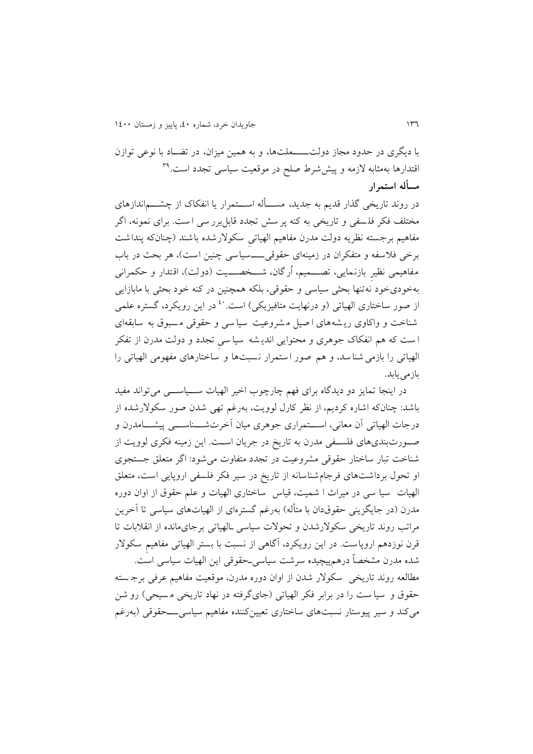با دیگری در حدود مجاز دولت‌ـــــملت‌ها، و به همین میزان، در تضـاد با نوعی توازن اقتدارها به‌مثابه لازمه و پیش‌شرط صلح در موقعیت سیاسی تجدد است.[39]

**مسأله استمرار**

در روند تاریخی گذار قدیم به جدید، مســأله اســتمرار یا انفکاک از چشــم‌اندازهای مختلف فکر فلسفی و تاریخی به کنه پرسش تجدد قابل‌بررسی است. برای نمونه، اگر مفاهیم برجسته نظریه دولت مدرن مفاهیم الهیاتیِ سکولارشده باشند (چنان‌که پنداشت برخی فلاسفه و متفکران در زمینه‌ای حقوقی‌ــــسیاسی چنین است)، هر بحث در باب مفاهیمی نظیرِ بازنمایی، تصــمیم، اُرگان، شــخصــیت (دولت)، اقتدار و حکمرانی به‌خودی‌خود نه‌تنها بحثی سیاسی و حقوقی، بلکه همچنین در کنه خود بحثی با مابازایی از صور ساختاری الهیاتی (و درنهایت متافیزیکی) است.[40] در این رویکرد، گستره علمی شناخت و واکاوی ریشه‌های اصیل مشروعیت سیاسی و حقوقی مسبوق به سابقه‌ای است که هم انفکاک جوهری و محتوایی اندیشه سیاسیِ تجدد و دولت مدرن از تفکر الهیاتی را بازمی‌شناسد، و هم صور استمرار نسبت‌ها و ساختارهای مفهومی الهیاتی را بازمی‌یابد.

در اینجا تمایز دو دیدگاه برای فهم چارچوب اخیر الهیات ســیاســی می‌تواند مفید باشد: چنان‌که اشاره کردیم، از نظر کارل لوویت، به‌رغم تهی شدن صور سکولارشده از درجات الهیاتی آن معانی، اســتمراری جوهری میان آخرت‌شــناســی پیشــامدرن و صــورت‌بندی‌های فلســفی مدرن به تاریخ در جریان اســت. این زمینه فکری لوویت از شناخت تبار ساختار حقوقی مشروعیت در تجدد متفاوت می‌شود: اگر متعلق جستجوی او تحول برداشت‌های فرجام‌شناسانه از تاریخ در سیر فکر فلسفی اروپایی است، متعلق الهیات سیاسی در میراث اشمیت، قیاس ساختاری الهیات و علم حقوق از اوان دوره مدرن (در جایگزینی حقوق‌دان با متألِه) به‌رغم گستره‌ای از الهیات‌های سیاسی تا آخرین مراتب روند تاریخی سکولارشدن و تحولات سیاسی ـالهیاتی برجای‌مانده از انقلابات تا قرن نوزدهم اروپاست. در این رویکرد، آگاهی از نسبت با بستر الهیاتی مفاهیمِ سکولار شده مدرن مشخصاً درهم‌پیچیده سرشت سیاسی‌ـحقوقی این الهیات سیاسی است.

مطالعه روند تاریخی سکولار شدن از اوان دوره مدرن، موقعیت مفاهیم عرفی برجسته حقوق و سیاست را در برابر فکر الهیاتی (جای‌گرفته در نهاد تاریخی مسیحی) روشن می‌کند و سیر پیوستار نسبت‌های ساختاری تعیین‌کننده مفاهیم سیاسی‌ــــحقوقی (به‌رغم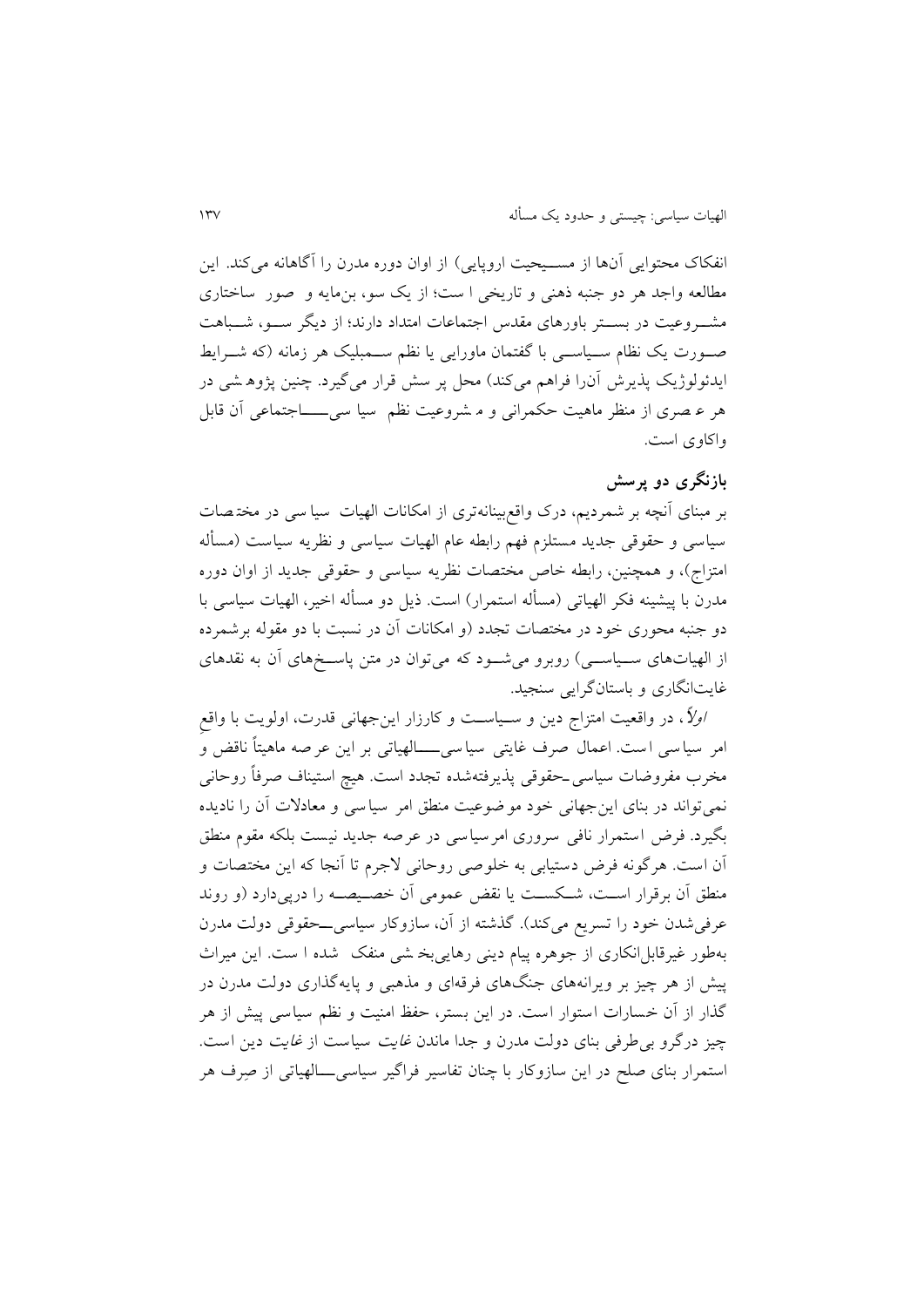انفکاک محتوایی آن‌ها از مسیحیت اروپایی) از اوان دوره مدرن را آگاهانه می‌کند. این مطالعه واجد هر دو جنبه ذهنی و تاریخی است؛ از یک سو، بن‌مایه و صور ساختاری مشروعیت در بستر باورهای مقدس اجتماعات امتداد دارند؛ از دیگر سو، شباهت صورت یک نظام سیاسی با گفتمان ماورایی یا نظم سمبلیک هر زمانه (که شرایط ایدئولوژیک پذیرش آن‌را فراهم می‌کند) محل پرسش قرار می‌گیرد. چنین پژوهشی در هر عصری از منظر ماهیت حکمرانی و مشروعیت نظم سیاسی‌اجتماعی آن قابل واکاوی است.

## بازنگری دو پرسش

بر مبنای آنچه بر شمردیم، درک واقع‌بینانه‌تری از امکانات الهیات سیاسی در مختصات سیاسی و حقوقی جدید مستلزم فهم رابطه عام الهیات سیاسی و نظریه سیاست (مسأله امتزاج)، و همچنین، رابطه خاص مختصات نظریه سیاسی و حقوقی جدید از اوان دوره مدرن با پیشینه فکر الهیاتی (مسأله استمرار) است. ذیل دو مسأله اخیر، الهیات سیاسی با دو جنبه محوری خود در مختصات تجدد (و امکانات آن در نسبت با دو مقوله برشمرده از الهیات‌های سیاسی) روبرو می‌شود که می‌توان در متن پاسخ‌های آن به نقدهای غایت‌انگاری و باستان‌گرایی سنجید.

*اولاً*، در واقعیت امتزاج دین و سیاست و کارزار این‌جهانی قدرت، اولویت با واقعِ امر سیاسی است. اعمال صرف غایتی سیاسی‌الهیاتی بر این عرصه ماهیتاً ناقض و مخرب مفروضات سیاسی‌ـحقوقی پذیرفته‌شده تجدد است. هیچ استیناف صرفاً روحانی نمی‌تواند در بنای این‌جهانی خود موضوعیت منطق امر سیاسی و معادلات آن را نادیده بگیرد. فرض استمرار نافی سروری امرسیاسی در عرصه جدید نیست بلکه مقوم منطق آن است. هرگونه فرض دستیابی به خلوصی روحانی لاجرم تا آنجا که این مختصات و منطق آن برقرار است، شکست یا نقض عمومی آن خصیصه را درپی‌دارد (و روند عرفی‌شدن خود را تسریع می‌کند). گذشته از آن، سازوکار سیاسی‌ـحقوقی دولت مدرن به‌طور غیرقابل‌انکاری از جوهره پیام دینی رهایی‌بخشی منفک شده است. این میراث پیش از هر چیز بر ویرانه‌های جنگ‌های فرقه‌ای و مذهبی و پایه‌گذاری دولت مدرن در گذار از آن خسارات استوار است. در این بستر، حفظ امنیت و نظم سیاسی پیش از هر چیز درگرو بی‌طرفی بنای دولت مدرن و جدا ماندن *غایت* سیاست از *غایت* دین است. استمرار بنای صلح در این سازوکار با چنان تفاسیر فراگیر سیاسی‌الهیاتی از صِرف هر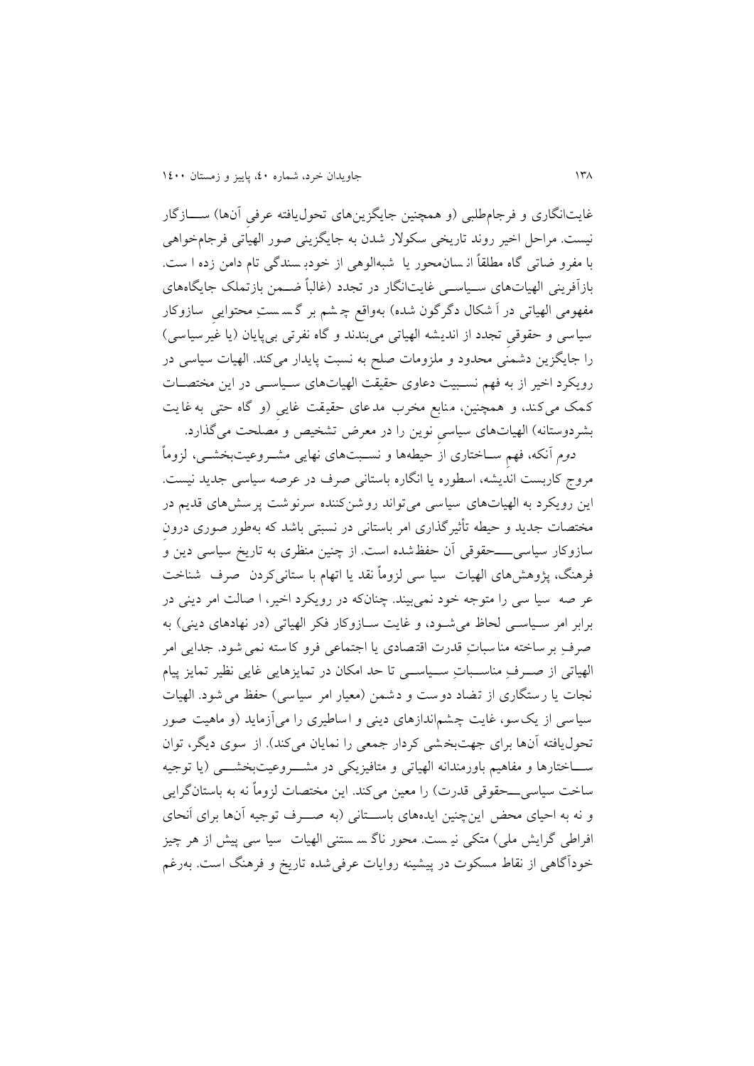غایت‌انگاری و فرجام‌طلبی (و همچنین جایگزین‌های تحول‌یافته عرفیِ آن‌ها) سازگار نیست. مراحل اخیر روند تاریخی سکولار شدن به جایگزینی صور الهیاتی فرجام‌خواهی با مفرو ضاتی گاه مطلقاً انسان‌محور یا شبه‌الوهی از خودبسندگی تام دامن زده است. بازآفرینی الهیات‌های سیاسی غایت‌انگار در تجدد (غالباً ضمن بازتملک جایگاه‌های مفهومی الهیاتی در اَشکال دگرگون شده) به‌واقع چشم بر گسستِ محتوایی سازوکار سیاسی و حقوقیِ تجدد از اندیشه الهیاتی می‌بندند و گاه نفرتی بی‌پایان (یا غیرسیاسی) را جایگزین دشمنی محدود و ملزومات صلح به نسبت پایدار می‌کند. الهیات سیاسی در رویکرد اخیر از به فهم نسبیت دعاوی حقیقت الهیات‌های سیاسی در این مختصات کمک می‌کند، و همچنین، منابع مخرب مدعای حقیقت غاییِ (و گاه حتی به غایت بشردوستانه) الهیات‌های سیاسیِ نوین را در معرض تشخیص و مصلحت می‌گذارد.

دوم آنکه، فهمِ ساختاری از حیطه‌ها و نسبت‌های نهایی مشروعیت‌بخشی، لزوماً مروج کاربست اندیشه، اسطوره یا انگاره باستانی صرف در عرصه سیاسی جدید نیست. این رویکرد به الهیات‌های سیاسی می‌تواند روشن‌کننده سرنوشت پرسش‌های قدیم در مختصات جدید و حیطه تأثیرگذاری امر باستانی در نسبتی باشد که به‌طور صوری درونِ سازوکار سیاسی‌ــحقوقی آن حفظ‌شده است. از چنین منظری به تاریخ سیاسی دین و فرهنگ، پژوهش‌های الهیات سیاسی لزوماً نقد یا اتهام با ستانی‌کردن صرف شناخت عرصه سیاسی را متوجه خود نمی‌بیند. چنان‌که در رویکرد اخیر، اصالت امر دینی در برابر امر سیاسی لحاظ می‌شود، و غایت سازوکار فکر الهیاتی (در نهادهای دینی) به صرفِ برساخته مناسباتِ قدرت اقتصادی یا اجتماعی فروکاسته نمی‌شود. جدایی امر الهیاتی از صرفِ مناسباتِ سیاسی تا حد امکان در تمایزهایی غایی نظیر تمایز پیام نجات یا رستگاری از تضاد دوست و دشمن (معیار امر سیاسی) حفظ می‌شود. الهیات سیاسی از یک‌سو، غایت چشم‌اندازهای دینی و اساطیری را می‌آزماید (و ماهیت صور تحول‌یافته آن‌ها برای جهت‌بخشی کردار جمعی را نمایان می‌کند). از سوی دیگر، توان ساختارها و مفاهیم باورمندانه الهیاتی و متافیزیکی در مشروعیت‌بخشی (یا توجیه ساخت سیاسی‌ــحقوقی قدرت) را معین می‌کند. این مختصات لزوماً نه به باستان‌گرایی و نه به احیای محض این‌چنین ایده‌های باستانی (به صرف توجیه آن‌ها برای اَنحای افراطی گرایش ملی) متکی نیست. محور ناگسستنی الهیات سیاسی پیش از هر چیز خودآگاهی از نقاط مسکوت در پیشینه روایات عرفی‌شده تاریخ و فرهنگ است. به‌رغم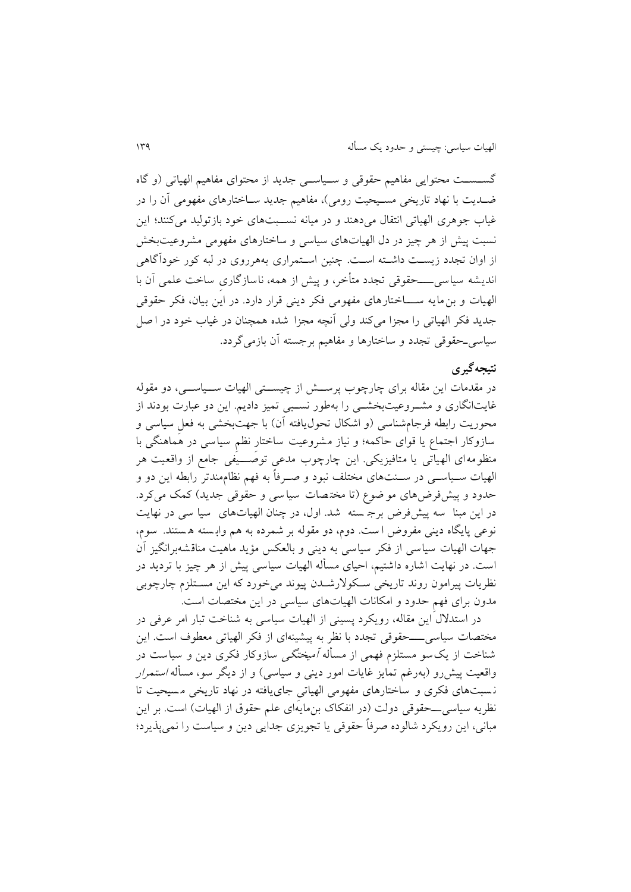گسست محتوایی مفاهیم حقوقی و سیاسی جدید از محتوای مفاهیم الهیاتی (و گاه ضدیت با نهاد تاریخی مسیحیت رومی)، مفاهیم جدید ساختارهای مفهومی آن را در غیاب جوهری الهیاتی انتقال می‌دهند و در میانه نسبت‌های خود بازتولید می‌کنند؛ این نسبت پیش از هر چیز در دل الهیات‌های سیاسی و ساختارهای مفهومی مشروعیت‌بخش از اوان تجدد زیست داشته است. چنین استمراری به‌هرروی در لبه کور خودآگاهی اندیشه سیاسی‌ـحقوقی تجدد متأخر، و پیش از همه، ناسازگاری ساخت علمی آن با الهیات و بن‌مایه ساختارهای مفهومی فکر دینی قرار دارد. در این بیان، فکر حقوقی جدید فکر الهیاتی را مجزا می‌کند ولی آنچه مجزا شده همچنان در غیاب خود در اصل سیاسی‌ـحقوقی تجدد و ساختارها و مفاهیم برجسته آن بازمی‌گردد.

## نتیجه‌گیری

در مقدمات این مقاله برای چارچوب پرسش از چیستی الهیات سیاسی، دو مقوله غایت‌انگاری و مشروعیت‌بخشی را به‌طور نسبی تمیز دادیم. این دو عبارت بودند از محوریت رابطه فرجام‌شناسی (و اشکال تحول‌یافته آن) با جهت‌بخشی به فعل سیاسی و سازوکار اجتماع یا قوای حاکمه؛ و نیاز مشروعیت ساختار نظم سیاسی در هماهنگی با منظومه‌ای الهیاتی یا متافیزیکی. این چارچوب مدعی توصیفی جامع از واقعیت هر الهیات سیاسی در سنت‌های مختلف نبود و صرفاً به فهم نظام‌مندتر رابطه این دو و حدود و پیش‌فرض‌های موضوع (تا مختصات سیاسی و حقوقی جدید) کمک می‌کرد. در این مبنا سه پیش‌فرض برجسته شد. اول، در چنان الهیات‌های سیاسی در نهایت نوعی پایگاه دینی مفروض است. دوم، دو مقوله برشمرده به هم وابسته هستند. سوم، جهات الهیات سیاسی از فکر سیاسی به دینی و بالعکس مؤید ماهیت مناقشه‌برانگیز آن است. در نهایت اشاره داشتیم، احیای مسأله الهیات سیاسی پیش از هر چیز با تردید در نظریات پیرامون روند تاریخی سکولارشدن پیوند می‌خورد که این مستلزم چارچوبی مدون برای فهم حدود و امکانات الهیات‌های سیاسی در این مختصات است.

در استدلال این مقاله، رویکرد پسینی از الهیات سیاسی به شناخت تبار امر عرفی در مختصات سیاسی‌ـحقوقی تجدد با نظر به پیشینه‌ای از فکر الهیاتی معطوف است. این شناخت از یک‌سو مستلزم فهمی از مسأله *آمیختگی* سازوکار فکری دین و سیاست در واقعیت پیش‌رو (به‌رغم تمایز غایات امور دینی و سیاسی) و از دیگر سو، مسأله *استمرار* نسبت‌های فکری و ساختارهای مفهومی الهیاتی جای‌یافته در نهاد تاریخی مسیحیت تا نظریه سیاسی‌ـحقوقی دولت (در انفکاک بن‌مایه‌ای علم حقوق از الهیات) است. بر این مبانی، این رویکرد شالوده صرفاً حقوقی یا تجویزی جدایی دین و سیاست را نمی‌پذیرد؛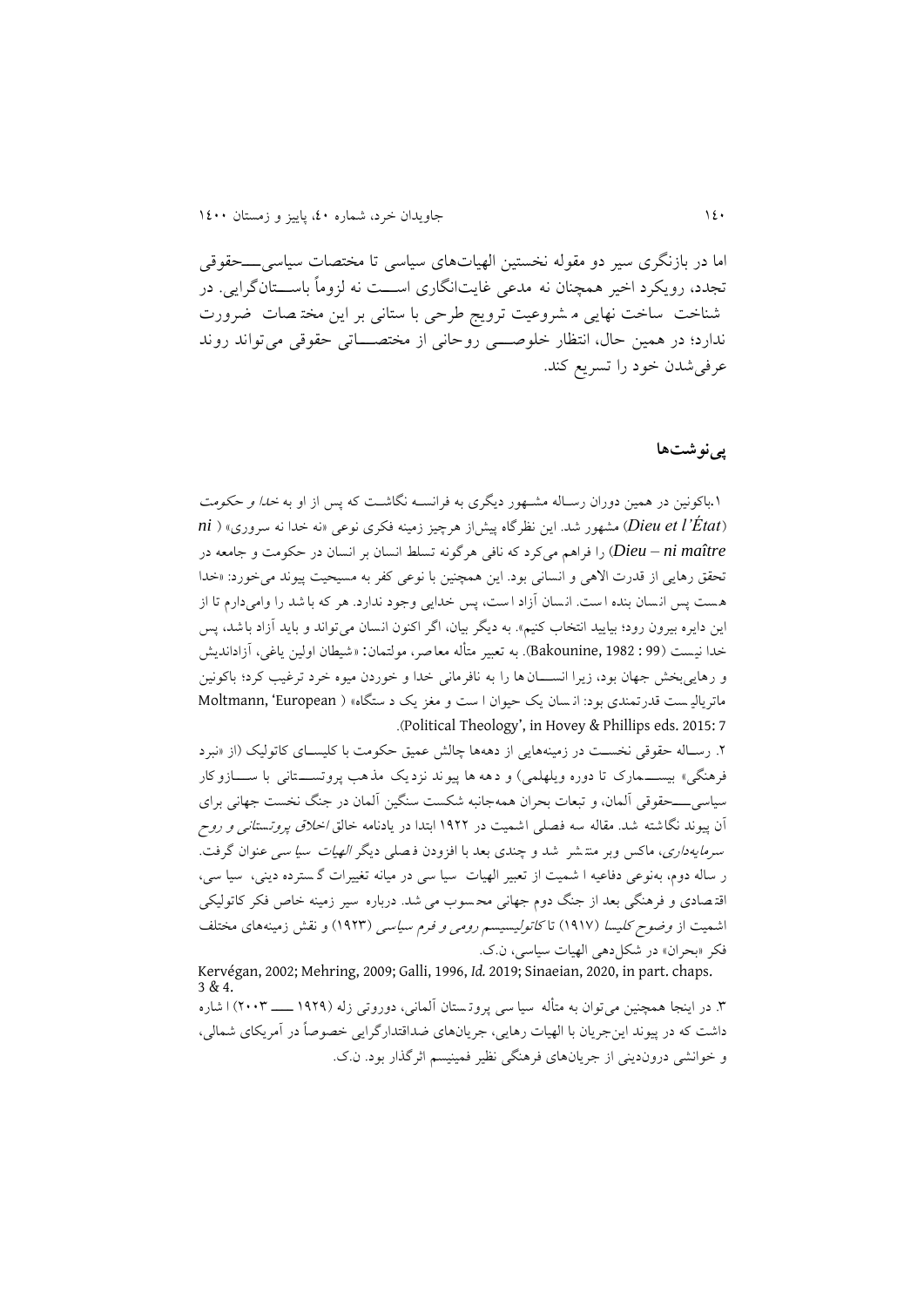اما در بازنگری سیر دو مقوله نخستین الهیات‌های سیاسی تا مختصات سیاسی‌ـــحقوقی تجدد، رویکرد اخیر همچنان نه مدعی غایت‌انگاری اســـت نه لزوماً باســـتان‌گرایی. در شناخت ساخت نهایی مشروعیت ترویج طرحی با ستانی بر این مختصات ضرورت ندارد؛ در همین حال، انتظار خلوصـــی روحانی از مختصـــاتی حقوقی می‌تواند روند عرفی‌شدن خود را تسریع کند.

## پی‌نوشت‌ها

۱.باکونین در همین دوران رساله مشهور دیگری به فرانسه نگاشت که پس از او به *خدا و حکومت* (*Dieu et l'État*) مشهور شد. این نظرگاه پیش‌از هرچیز زمینه فکری نوعی «نه خدا نه سروری» (*ni Dieu – ni maître*) را فراهم می‌کرد که نافی هرگونه تسلط انسان بر انسان در حکومت و جامعه در تحقق رهایی از قدرت الاهی و انسانی بود. این همچنین با نوعی کفر به مسیحیت پیوند می‌خورد: «خدا هست پس انسان بنده است. انسان آزاد است، پس خدایی وجود ندارد. هر که باشد را وامی‌دارم تا از این دایره بیرون رود؛ بیایید انتخاب کنیم». به دیگر بیان، اگر اکنون انسان می‌تواند و باید آزاد باشد، پس خدا نیست (Bakounine, 1982 : 99). به تعبیر متأله معاصر، مولتمان: «شیطان اولین یاغی، آزاداندیش و رهایی‌بخش جهان بود، زیرا انســـان‌ها را به نافرمانی خدا و خوردن میوه خرد ترغیب کرد؛ باکونین ماتریالیست قدرتمندی بود: انسان یک حیوان است و مغز یک دستگاه» (Moltmann, 'European Political Theology', in Hovey & Phillips eds. 2015: 7).

۲. رساله حقوقی نخست در زمینه‌هایی از دهه‌ها چالش عمیق حکومت با کلیسای کاتولیک (از «نبرد فرهنگی» بیســـمارک تا دوره ویلهلمی) و دهه‌ها پیوند نزدیک مذهب پروتســـتانی با ســـازوکار سیاسی‌ـــحقوقی آلمان، و تبعات بحران همه‌جانبه شکست سنگین آلمان در جنگ نخست جهانی برای آن پیوند نگاشته شد. مقاله سه فصلی اشمیت در ۱۹۲۲ ابتدا در یادنامه خالق *اخلاق پروتستانی و روح سرمایه‌داری*، ماکس وبر منتشر شد و چندی بعد با افزودن فصلی دیگر *الهیات سیاسی* عنوان گرفت. رساله دوم، به‌نوعی دفاعیه اشمیت از تعبیر الهیات سیاسی در میانه تغییرات گسترده دینی، سیاسی، اقتصادی و فرهنگی بعد از جنگ دوم جهانی محسوب می‌شد. درباره سیر زمینه خاص فکر کاتولیکی اشمیت از *وضوح کلیسا* (۱۹۱۷) تا *کاتولیسیسم رومی و فرم سیاسی* (۱۹۲۳) و نقش زمینه‌های مختلف فکر «بحران» در شکل‌دهی الهیات سیاسی، ن.ک.

Kervégan, 2002; Mehring, 2009; Galli, 1996, *Id.* 2019; Sinaeian, 2020, in part. chaps. 3 & 4.

۳. در اینجا همچنین می‌توان به متأله سیاسی پروتستان آلمانی، دوروتی زله (۱۹۲۹ ـــ ۲۰۰۳) اشاره داشت که در پیوند این‌جریان با الهیات رهایی، جریان‌های ضداقتدارگرایی خصوصاً در آمریکای شمالی، و خوانشی درون‌دینی از جریان‌های فرهنگی نظیر فمینیسم اثرگذار بود. ن.ک.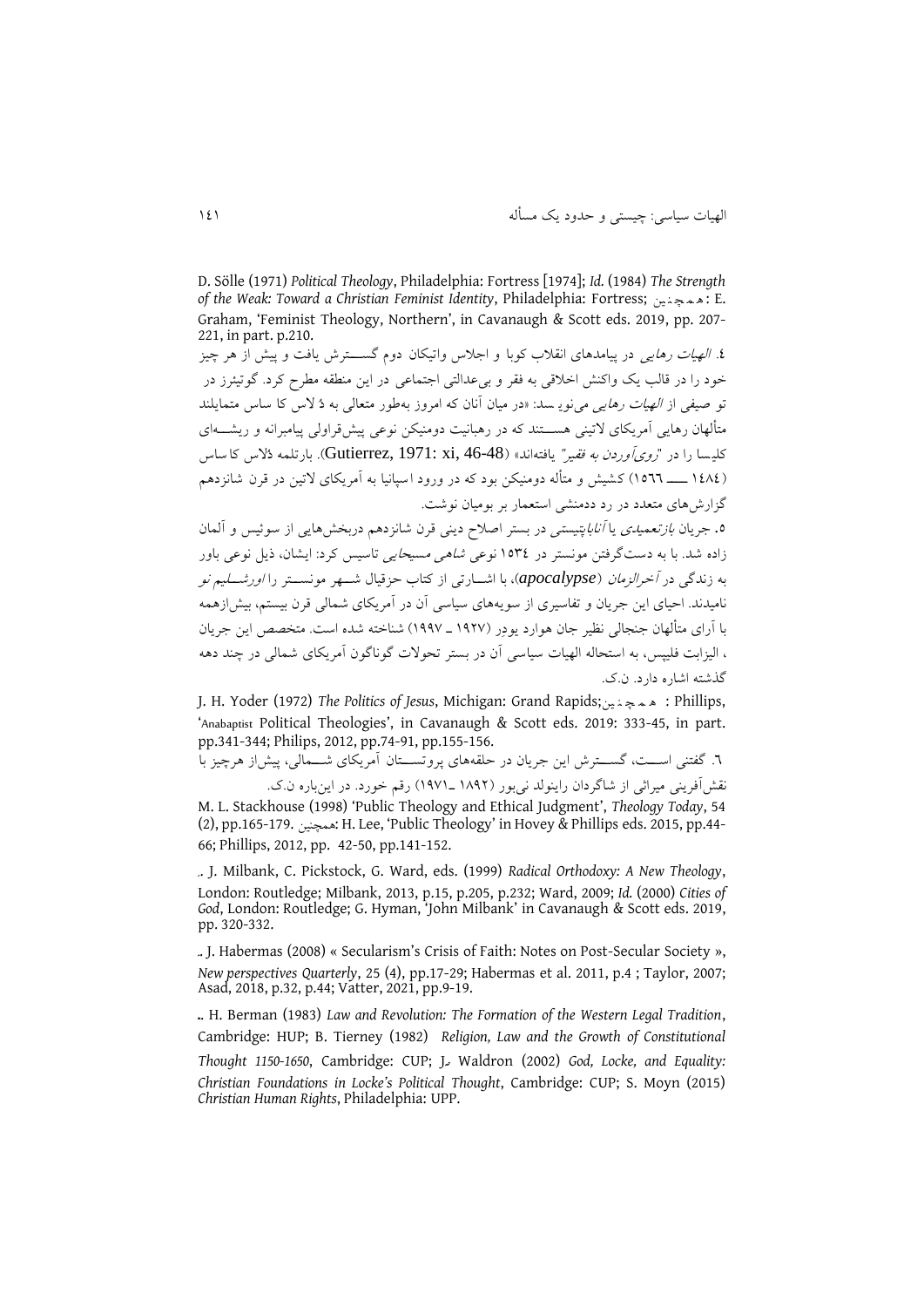D. Sölle (1971) *Political Theology*, Philadelphia: Fortress [1974]; *Id.* (1984) *The Strength of the Weak: Toward a Christian Feminist Identity*, Philadelphia: Fortress; همچنین: E. Graham, 'Feminist Theology, Northern', in Cavanaugh & Scott eds. 2019, pp. 207-221, in part. p.210.

٤. *الهیات رهایی* در پیامدهای انقلاب کوبا و اجلاس واتیکان دوم گســترش یافت و پیش از هر چیز خود را در قالب یک واکنش اخلاقی به فقر و بی‌عدالتی اجتماعی در این منطقه مطرح کرد. گوتیئرز در تو صیفی از *الهیات رهایی* می‌نوی سد: «در میان آنان که امروز به‌طور متعالی به دُ لاس کا ساس متمایلند متألهان رهایی آمریکای لاتینی هســتند که در رهبانیت دومنیکن نوعی پیش‌قراولی پیامبرانه و ریشــه‌ای کلیسا را در *"روی‌آوردن به فقیر"* یافته‌اند» (Gutierrez, 1971: xi, 46-48). بارتلمه دُلاس کا ساس (١٤٨٤ ــــ ١٥٦٦) کشیش و متأله دومنیکن بود که در ورود اسپانیا به آمریکای لاتین در قرن شانزدهم گزارش‌های متعدد در رد ددمنشی استعمار بر بومیان نوشت.

٥. جریان *بازتعمیدی* یا *آناباپتیستی* در بستر اصلاح دینی قرن شانزدهم دربخش‌هایی از سوئیس و آلمان زاده شد. با به دست‌گرفتن مونستر در ١٥٣٤ نوعی *شاهی مسیحایی* تاسیس کرد: ایشان، ذیل نوعی باور به زندگی در *آخرالزمان* (***apocalypse***)، با اشــارتی از کتاب حزقیال شــهر مونســتر را *اورشــلیم نو* نامیدند. احیای این جریان و تفاسیری از سویه‌های سیاسی آن در آمریکای شمالی قرن بیستم، بیش‌ازهمه با آرای متألهان جنجالی نظیر جان هوارد یودر (١٩٢٧ ـ ١٩٩٧) شناخته شده است. متخصص این جریان ، الیزابت فلیپس، به استحاله الهیات سیاسی آن در بستر تحولات گوناگون آمریکای شمالی در چند دهه گذشته اشاره دارد. ن.ک.

J. H. Yoder (1972) *The Politics of Jesus*, Michigan: Grand Rapids;همچنین: Phillips, 'Anabaptist Political Theologies', in Cavanaugh & Scott eds. 2019: 333-45, in part. pp.341-344; Philips, 2012, pp.74-91, pp.155-156.

٦. گفتنی اســت، گســترش این جریان در حلقه‌های پروتســتان آمریکای شــمالی، پیش‌از هرچیز با نقش‌آفرینی میراثی از شاگردان راینولد نی‌بور (١٨٩٢ ـ١٩٧١) رقم خورد. در این‌باره ن.ک.

M. L. Stackhouse (1998) 'Public Theology and Ethical Judgment', *Theology Today*, 54 (2), pp.165-179. همچنین: H. Lee, 'Public Theology' in Hovey & Phillips eds. 2015, pp.44-66; Phillips, 2012, pp. 42-50, pp.141-152.

. J. Milbank, C. Pickstock, G. Ward, eds. (1999) *Radical Orthodoxy: A New Theology*, London: Routledge; Milbank, 2013, p.15, p.205, p.232; Ward, 2009; *Id.* (2000) *Cities of God*, London: Routledge; G. Hyman, 'John Milbank' in Cavanaugh & Scott eds. 2019, pp. 320-332.

. J. Habermas (2008) « Secularism's Crisis of Faith: Notes on Post-Secular Society », *New perspectives Quarterly*, 25 (4), pp.17-29; Habermas et al. 2011, p.4 ; Taylor, 2007; Asad, 2018, p.32, p.44; Vatter, 2021, pp.9-19.

. H. Berman (1983) *Law and Revolution: The Formation of the Western Legal Tradition*, Cambridge: HUP; B. Tierney (1982) *Religion, Law and the Growth of Constitutional Thought 1150-1650*, Cambridge: CUP; J. Waldron (2002) *God, Locke, and Equality: Christian Foundations in Locke's Political Thought*, Cambridge: CUP; S. Moyn (2015) *Christian Human Rights*, Philadelphia: UPP.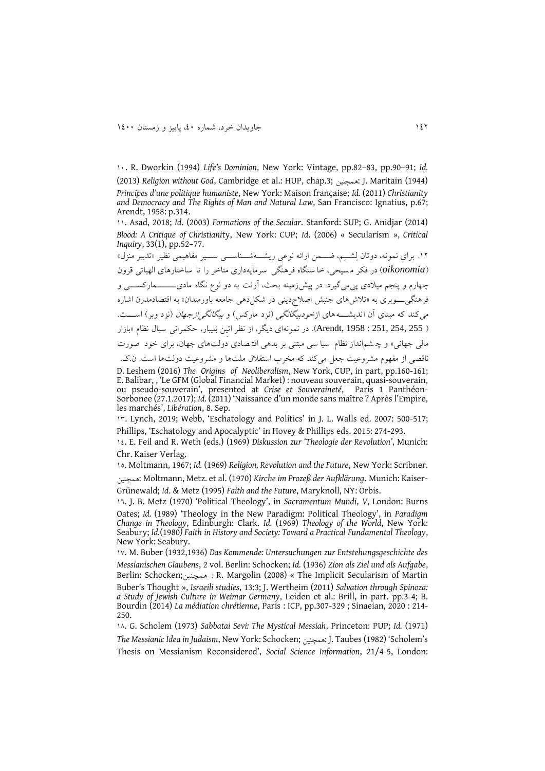۱۰. R. Dworkin (1994) *Life's Dominion*, New York: Vintage, pp.82–83, pp.90–91; *Id.* (2013) *Religion without God*, Cambridge et al.: HUP, chap.3; همچنین: J. Maritain (1944) *Principes d'une politique humaniste*, New York: Maison française; *Id.* (2011) *Christianity and Democracy and The Rights of Man and Natural Law*, San Francisco: Ignatius, p.67; Arendt, 1958: p.314.

۱۱. Asad, 2018; *Id.* (2003) *Formations of the Secular*. Stanford: SUP; G. Anidjar (2014) *Blood: A Critique of Christianity*, New York: CUP; *Id.* (2006) « Secularism », *Critical Inquiry*, 33(1), pp.52–77.

۱۲. برای نمونه، دوتان لِشِم، ضمن ارائه نوعی ریشه‌شناسی سیر مفاهیمی نظیر «تدبیر منزل» (*oikonomia*) در فکر مسیحی، خاستگاه فرهنگی سرمایه‌داری متاخر را تا ساختارهای الهیاتی قرون چهارم و پنجم میلادی پی‌می‌گیرد. در پیش‌زمینه بحث، آرنت به دو نوع نگاه مادی‌مارکسی و فرهنگی‌وبری به «تلاش‌های جنبش اصلاح‌دینی در شکل‌دهی جامعه باورمندان» به اقتصادمدرن اشاره می‌کند که مبنای آن اندیشه‌های ازخودبیگانگی (نزد مارکس) و *بیگانگی‌ازجهان* (نزد وبر) است. (Arendt, 1958 : 251, 254, 255). در نمونه‌ای دیگر، از نظر اتین بَلیبار، حکمرانی سیال نظام «بازار مالی جهانی» و چشم‌انداز نظام سیاسی مبتنی بر بدهی اقتصادی دولت‌های جهان، برای خود صورت ناقصی از مفهوم مشروعیت جعل می‌کند که مخرب استقلال ملت‌ها و مشروعیت دولت‌ها است. ن.ک. D. Leshem (2016) *The Origins of Neoliberalism*, New York, CUP, in part, pp.160-161; E. Balibar, , 'Le GFM (Global Financial Market) : nouveau souverain, quasi-souverain, ou pseudo-souverain', presented at *Crise et Souveraineté*, Paris 1 Panthéon-Sorbonee (27.1.2017); *Id.* (2011) 'Naissance d'un monde sans maître ? Après l'Empire, les marchés', *Libération*, 8. Sep.

۱۳. Lynch, 2019; Webb, 'Eschatology and Politics' in J. L. Walls ed. 2007: 500-517; Phillips, 'Eschatology and Apocalyptic' in Hovey & Phillips eds. 2015: 274-293.

۱٤. E. Feil and R. Weth (eds.) (1969) *Diskussion zur 'Theologie der Revolution'*, Munich: Chr. Kaiser Verlag.

۱۵. Moltmann, 1967; *Id.* (1969) *Religion, Revolution and the Future*, New York: Scribner. همچنین: Moltmann, Metz. et al. (1970) *Kirche im Prozeß der Aufklärung*. Munich: Kaiser-Grünewald; *Id.* & Metz (1995) *Faith and the Future*, Maryknoll, NY: Orbis.

۱٦. J. B. Metz (1970) 'Political Theology', in *Sacramentum Mundi*, *V*, London: Burns Oates; *Id.* (1989) 'Theology in the New Paradigm: Political Theology', in *Paradigm Change in Theology*, Edinburgh: Clark. *Id.* (1969) *Theology of the World*, New York: Seabury; *Id.*(1980) *Faith in History and Society: Toward a Practical Fundamental Theology*, New York: Seabury.

۱۷. M. Buber (1932,1936) *Das Kommende: Untersuchungen zur Entstehungsgeschichte des Messianischen Glaubens*, 2 vol. Berlin: Schocken; *Id.* (1936) *Zion als Ziel und als Aufgabe*, Berlin: Schocken; همچنین : R. Margolin (2008) « The Implicit Secularism of Martin Buber's Thought », *Israeili studies*, 13:3; J. Wertheim (2011) *Salvation through Spinoza: a Study of Jewish Culture in Weimar Germany*, Leiden et al.: Brill, in part. pp.3-4; B. Bourdin (2014) *La médiation chrétienne*, Paris : ICP, pp.307-329 ; Sinaeian, 2020 : 214-250.

۱۸. G. Scholem (1973) *Sabbatai Sevi: The Mystical Messiah*, Princeton: PUP; *Id.* (1971) *The Messianic Idea in Judaism*, New York: Schocken; همچنین: J. Taubes (1982) 'Scholem's Thesis on Messianism Reconsidered', *Social Science Information*, 21/4-5, London: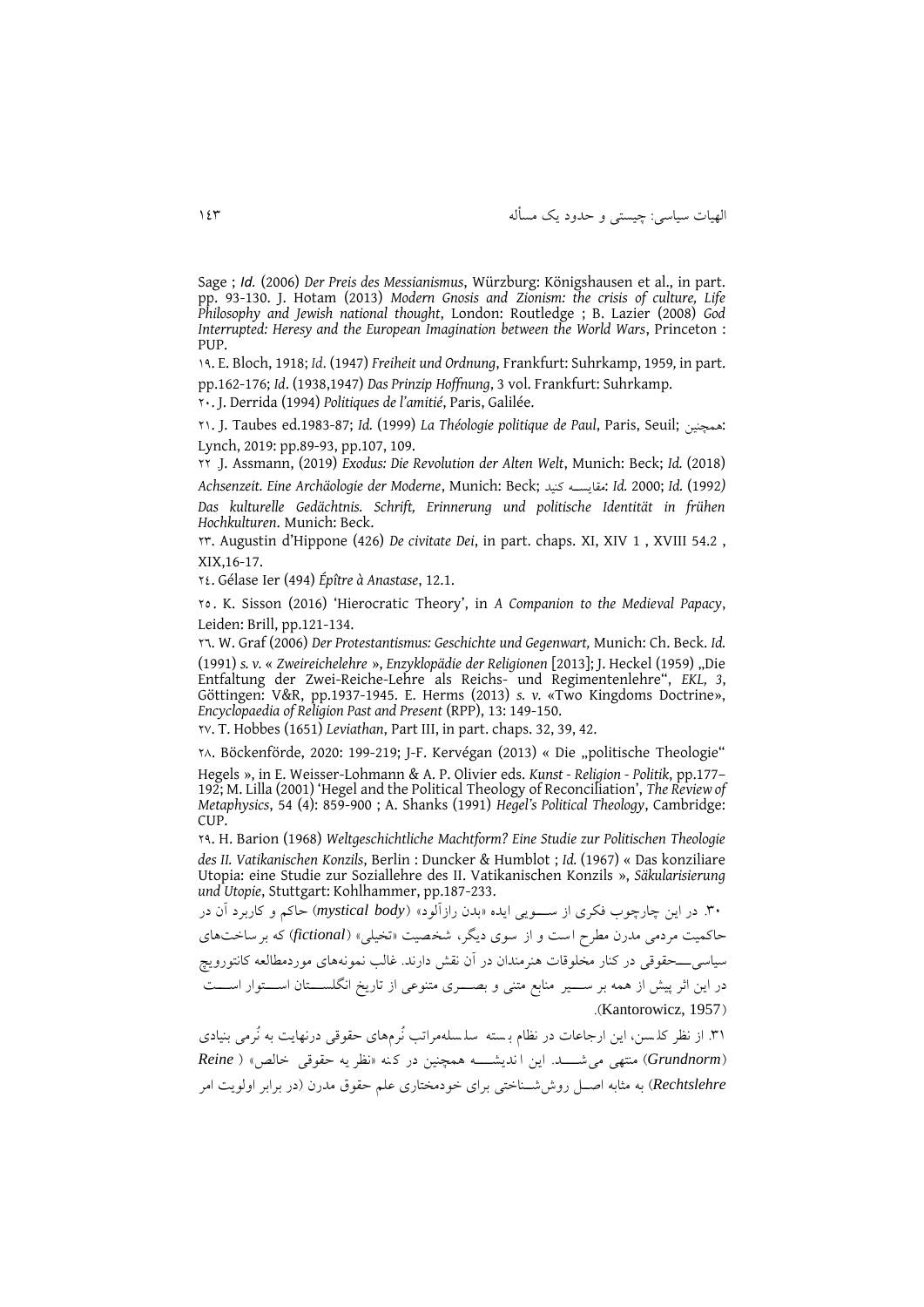Sage ; *Id.* (2006) *Der Preis des Messianismus*, Würzburg: Königshausen et al., in part. pp. 93-130. J. Hotam (2013) *Modern Gnosis and Zionism: the crisis of culture, Life Philosophy and Jewish national thought*, London: Routledge ; B. Lazier (2008) *God Interrupted: Heresy and the European Imagination between the World Wars*, Princeton : PUP.

۱۹. E. Bloch, 1918; *Id.* (1947) *Freiheit und Ordnung*, Frankfurt: Suhrkamp, 1959, in part. pp.162-176; *Id*. (1938,1947) *Das Prinzip Hoffnung*, 3 vol. Frankfurt: Suhrkamp.

۲۰. J. Derrida (1994) *Politiques de l'amitié*, Paris, Galilée.

۲۱. J. Taubes ed.1983-87; *Id.* (1999) *La Théologie politique de Paul*, Paris, Seuil; همچنین: Lynch, 2019: pp.89-93, pp.107, 109.

۲۲ J. Assmann, (2019) *Exodus: Die Revolution der Alten Welt*, Munich: Beck; *Id.* (2018) *Achsenzeit. Eine Archäologie der Moderne*, Munich: Beck; مقایسه کنید: *Id.* 2000; *Id.* (1992) *Das kulturelle Gedächtnis. Schrift, Erinnerung und politische Identität in frühen Hochkulturen*. Munich: Beck.

۲۳. Augustin d'Hippone (426) *De civitate Dei*, in part. chaps. XI, XIV 1 , XVIII 54.2 , XIX,16-17.

۲٤. Gélase Ier (494) *Épître à Anastase*, 12.1.

۲٥. K. Sisson (2016) 'Hierocratic Theory', in *A Companion to the Medieval Papacy*, Leiden: Brill, pp.121-134.

۲٦. W. Graf (2006) *Der Protestantismus: Geschichte und Gegenwart,* Munich: Ch. Beck. *Id.* (1991) *s. v.* « *Zweireichelehre* », *Enzyklopädie der Religionen* [2013]; J. Heckel (1959) „Die Entfaltung der Zwei-Reiche-Lehre als Reichs- und Regimentenlehre", *EKL, 3*, Göttingen: V&R, pp.1937-1945. E. Herms (2013) *s. v.* «Two Kingdoms Doctrine», *Encyclopaedia of Religion Past and Present* (RPP), 13: 149-150.

۲۷. T. Hobbes (1651) *Leviathan*, Part III, in part. chaps. 32, 39, 42.

۲۸. Böckenförde, 2020: 199-219; J-F. Kervégan (2013) « Die „politische Theologie" Hegels », in E. Weisser-Lohmann & A. P. Olivier eds. *Kunst - Religion - Politik*, pp.177–192; M. Lilla (2001) 'Hegel and the Political Theology of Reconciliation', *The Review of Metaphysics*, 54 (4): 859-900 ; A. Shanks (1991) *Hegel's Political Theology*, Cambridge: CUP.

۲۹. H. Barion (1968) *Weltgeschichtliche Machtform? Eine Studie zur Politischen Theologie des II. Vatikanischen Konzils*, Berlin : Duncker & Humblot ; *Id.* (1967) « Das konziliare Utopia: eine Studie zur Soziallehre des II. Vatikanischen Konzils », *Säkularisierung und Utopie*, Stuttgart: Kohlhammer, pp.187-233.

۳۰. در این چارچوب فکری از سویی ایده «بدن رازآلود» (*mystical body*) حاکم و کاربرد آن در حاکمیت مردمی مدرن مطرح است و از سوی دیگر، شخصیت «تخیلی» (*fictional*) که برساخت‌های سیاسی-حقوقی در کنار مخلوقات هنرمندان در آن نقش دارند. غالب نمونه‌های موردمطالعه کانتوروویچ در این اثر پیش از همه بر سیر منابع متنی و بصری متنوعی از تاریخ انگلستان استوار است (Kantorowicz, 1957).

۳۱. از نظر کلسن، این ارجاعات در نظام بسته سلسله‌مراتب نُرم‌های حقوقی درنهایت به نُرمی بنیادی (*Grundnorm*) منتهی می‌شد. این اندیشه همچنین در کنه «نظریه حقوقی خالص» (*Reine Rechtslehre*) به مثابه اصل روش‌شناختی برای خودمختاری علم حقوق مدرن (در برابر اولویت امر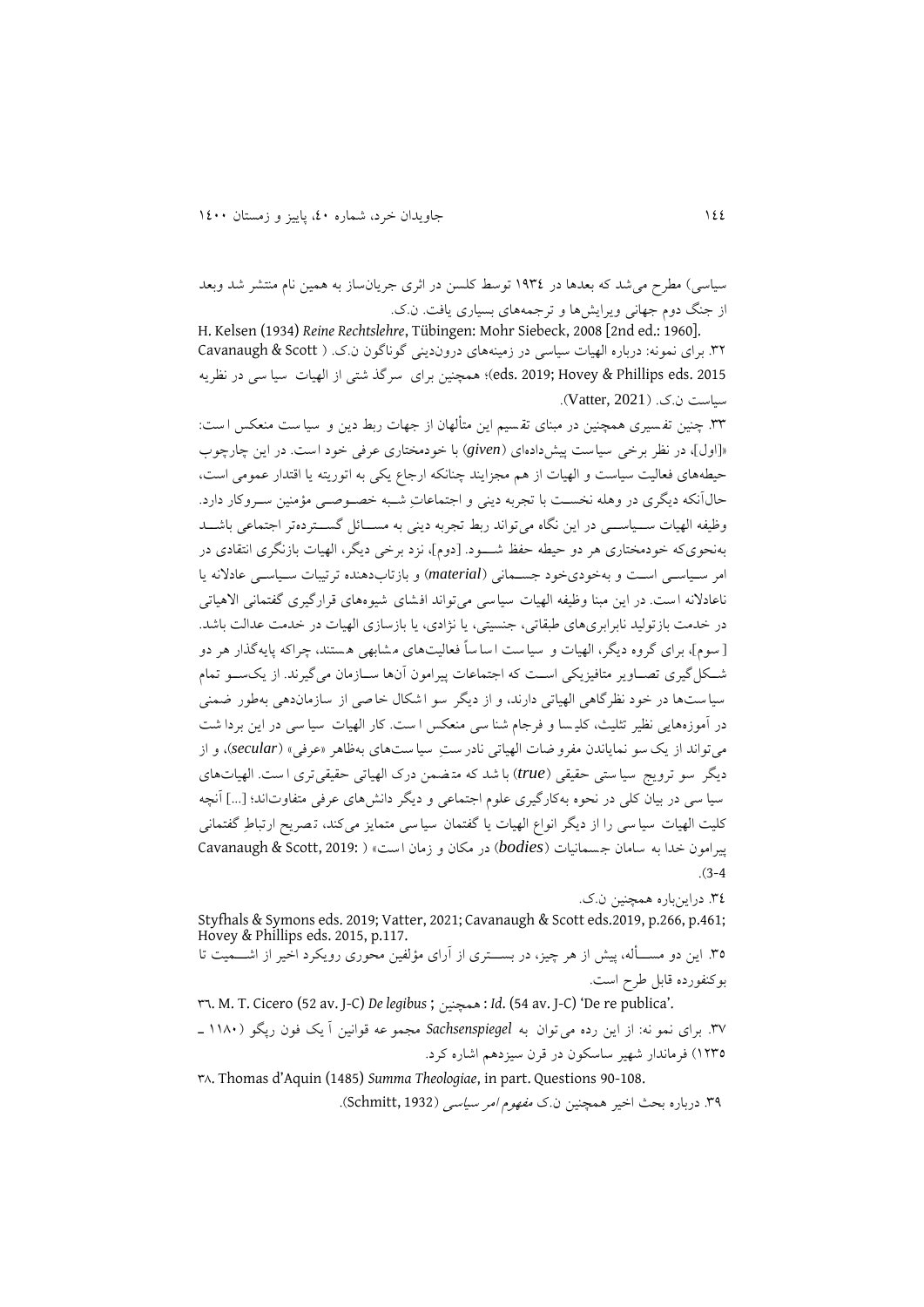سیاسی) مطرح می‌شد که بعدها در ١٩٣٤ توسط کلسن در اثری جریان‌ساز به همین نام منتشر شد وبعد از جنگ دوم جهانی ویرایش‌ها و ترجمه‌های بسیاری یافت. ن.ک.

H. Kelsen (1934) *Reine Rechtslehre*, Tübingen: Mohr Siebeck, 2008 [2nd ed.: 1960].

٣٢. برای نمونه: درباره الهیات سیاسی در زمینه‌های درون‌دینی گوناگون ن.ک. (Cavanaugh & Scott eds. 2019; Hovey & Phillips eds. 2015)؛ همچنین برای سرگذشتی از الهیات سیاسی در نظریه سیاست ن.ک. (Vatter, 2021).

٣٣. چنین تفسیری همچنین در مبنای تقسیم این متألهان از جهات ربط دین و سیاست منعکس است: «[اول]، در نظر برخی سیاست پیش‌داده‌ای (*given*) با خودمختاری عرفی خود است. در این چارچوب حیطه‌های فعالیت سیاست و الهیات از هم مجزایند چنانکه ارجاع یکی به اتوریته یا اقتدار عمومی است، حال‌آنکه دیگری در وهله نخست با تجربه دینی و اجتماعاتِ شبه خصوصی مؤمنین سروکار دارد. وظیفه الهیات سیاسی در این نگاه می‌تواند ربط تجربه دینی به مسائل گسترده‌تر اجتماعی باشد به‌نحوی‌که خودمختاری هر دو حیطه حفظ شود. [دوم]، نزد برخی دیگر، الهیات بازنگری انتقادی در امر سیاسی است و به‌خودی‌خود جسمانی (*material*) و بازتاب‌دهنده ترتیبات سیاسی عادلانه یا ناعادلانه است. در این مبنا وظیفه الهیات سیاسی می‌تواند افشای شیوه‌های قرارگیری گفتمانی الاهیاتی در خدمت بازتولید نابرابری‌های طبقاتی، جنسیتی، یا نژادی، یا بازسازی الهیات در خدمت عدالت باشد. [سوم]، برای گروه دیگر، الهیات و سیاست اساساً فعالیت‌های مشابهی هستند، چراکه پایه‌گذار هر دو شکل‌گیری تصاویر متافیزیکی است که اجتماعات پیرامون آن‌ها سازمان می‌گیرند. از یک‌سو تمام سیاست‌ها در خود نظرگاهی الهیاتی دارند، و از دیگر سو اشکال خاصی از سازمان‌دهی به‌طور ضمنی در آموزه‌هایی نظیر تثلیث، کلیسا و فرجام شناسی منعکس است. کار الهیات سیاسی در این برداشت می‌تواند از یک سو نمایاندن مفروضات الهیاتی نادرستِ سیاست‌های به‌ظاهر «عرفی» (*secular*)، و از دیگر سو ترویج سیاستی حقیقی (*true*) باشد که متضمن درک الهیاتی حقیقی‌تری است. الهیات‌های سیاسی در بیان کلی در نحوه به‌کارگیری علوم اجتماعی و دیگر دانش‌های عرفی متفاوت‌اند؛ [...] آنچه کلیت الهیات سیاسی را از دیگر انواع الهیات یا گفتمان سیاسی متمایز می‌کند، تصریح ارتباطِ گفتمانی پیرامون خدا به سامان جسمانیات (*bodies*) در مکان و زمان است» (Cavanaugh & Scott, 2019: 3-4).

٣٤. دراین‌باره همچنین ن.ک.

Styfhals & Symons eds. 2019; Vatter, 2021; Cavanaugh & Scott eds.2019, p.266, p.461; Hovey & Phillips eds. 2015, p.117.

٣٥. این دو مسأله، پیش از هر چیز، در بستری از آرای مؤلفین محوری رویکرد اخیر از اشمیت تا بوکنفورده قابل طرح است.

٣٦. M. T. Cicero (52 av. J-C) *De legibus* ; همچنین : *Id.* (54 av. J-C) 'De re publica'.

٣٧. برای نمونه: از این رده می‌توان به *Sachsenspiegel* مجموعه قوانین آیک فون ریگو (١١٨٠ ـ ١٢٣٥) فرماندار شهیر ساکسون در قرن سیزدهم اشاره کرد.

٣٨. Thomas d'Aquin (1485) *Summa Theologiae*, in part. Questions 90-108.

٣٩. درباره بحث اخیر همچنین ن.ک *مفهوم امر سیاسی* (Schmitt, 1932).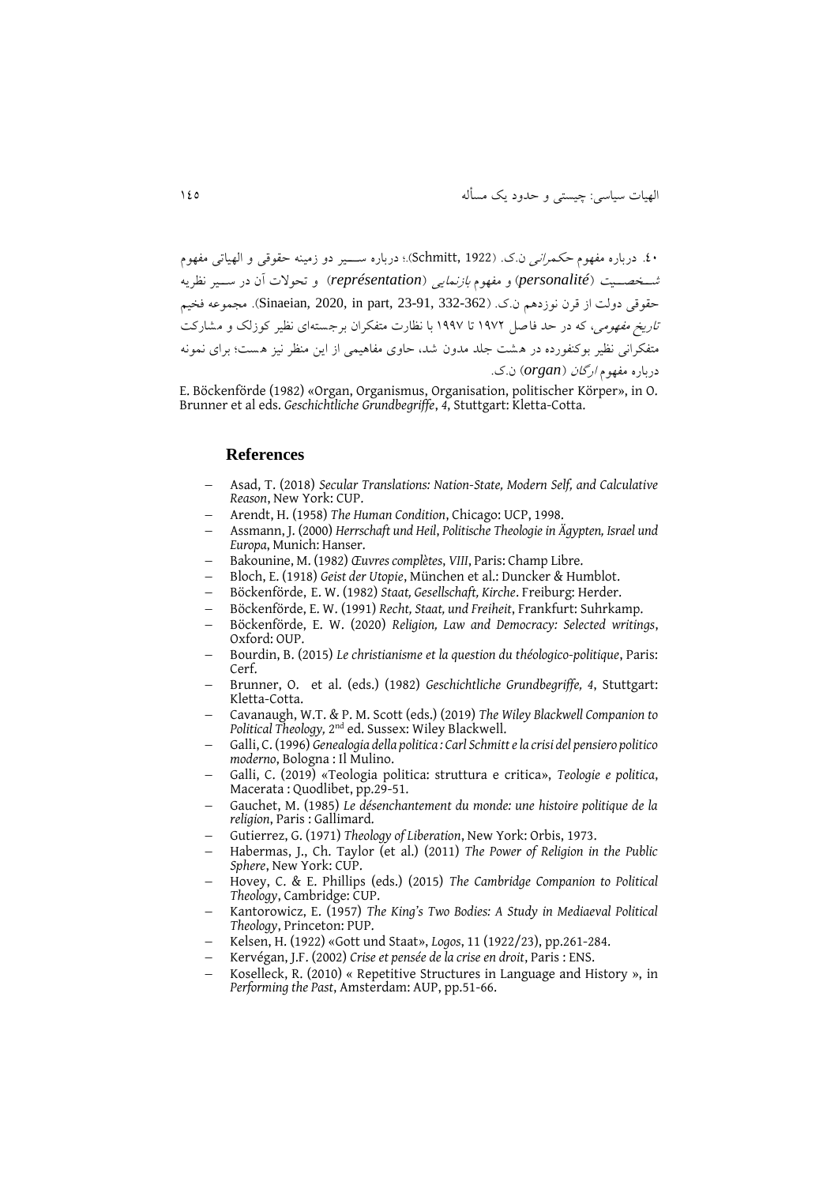۴۰. درباره مفهوم *حکمرانی* ن.ک. (Schmitt, 1922)؛ درباره سـیر دو زمینه حقوقی و الهیاتی مفهوم *شـخصـیت* (***personalité***) و مفهوم *بازنمایی* (***représentation***) و تحولات آن در سـیر نظریه حقوقی دولت از قرن نوزدهم ن.ک. (Sinaeian, 2020, in part, 23-91, 332-362). مجموعه فخیم *تاریخ مفهومی*، که در حد فاصل ۱۹۷۲ تا ۱۹۹۷ با نظارت متفکران برجسته‌ای نظیر کوزلک و مشارکت متفکرانی نظیر بوکنفورده در هشت جلد مدون شد، حاوی مفاهیمی از این منظر نیز هست؛ برای نمونه درباره مفهوم *ارگان* (***organ***) ن.ک.

E. Böckenförde (1982) «Organ, Organismus, Organisation, politischer Körper», in O. Brunner et al eds. *Geschichtliche Grundbegriffe*, *4*, Stuttgart: Kletta-Cotta.

## References

- Asad, T. (2018) *Secular Translations: Nation-State, Modern Self, and Calculative Reason*, New York: CUP.
- Arendt, H. (1958) *The Human Condition*, Chicago: UCP, 1998.
- Assmann, J. (2000) *Herrschaft und Heil*, *Politische Theologie in Ägypten, Israel und Europa*, Munich: Hanser.
- Bakounine, M. (1982) *Œuvres complètes*, *VIII*, Paris: Champ Libre.
- Bloch, E. (1918) *Geist der Utopie*, München et al.: Duncker & Humblot.
- Böckenförde, E. W. (1982) *Staat, Gesellschaft, Kirche*. Freiburg: Herder.
- Böckenförde, E. W. (1991) *Recht, Staat, und Freiheit*, Frankfurt: Suhrkamp.
- Böckenförde, E. W. (2020) *Religion, Law and Democracy: Selected writings*, Oxford: OUP.
- Bourdin, B. (2015) *Le christianisme et la question du théologico-politique*, Paris: Cerf.
- Brunner, O. et al. (eds.) (1982) *Geschichtliche Grundbegriffe, 4*, Stuttgart: Kletta-Cotta.
- Cavanaugh, W.T. & P. M. Scott (eds.) (2019) *The Wiley Blackwell Companion to Political Theology,* 2nd ed. Sussex: Wiley Blackwell.
- Galli, C. (1996) *Genealogia della politica : Carl Schmitt e la crisi del pensiero politico moderno*, Bologna : Il Mulino.
- Galli, C. (2019) «Teologia politica: struttura e critica», *Teologie e politica*, Macerata : Quodlibet, pp.29-51.
- Gauchet, M. (1985) *Le désenchantement du monde: une histoire politique de la religion*, Paris : Gallimard.
- Gutierrez, G. (1971) *Theology of Liberation*, New York: Orbis, 1973.
- Habermas, J., Ch. Taylor (et al.) (2011) *The Power of Religion in the Public Sphere*, New York: CUP.
- Hovey, C. & E. Phillips (eds.) (2015) *The Cambridge Companion to Political Theology*, Cambridge: CUP.
- Kantorowicz, E. (1957) *The King's Two Bodies: A Study in Mediaeval Political Theology*, Princeton: PUP.
- Kelsen, H. (1922) «Gott und Staat», *Logos*, 11 (1922/23), pp.261-284.
- Kervégan, J.F. (2002) *Crise et pensée de la crise en droit*, Paris : ENS.
- Koselleck, R. (2010) « Repetitive Structures in Language and History », in *Performing the Past*, Amsterdam: AUP, pp.51-66.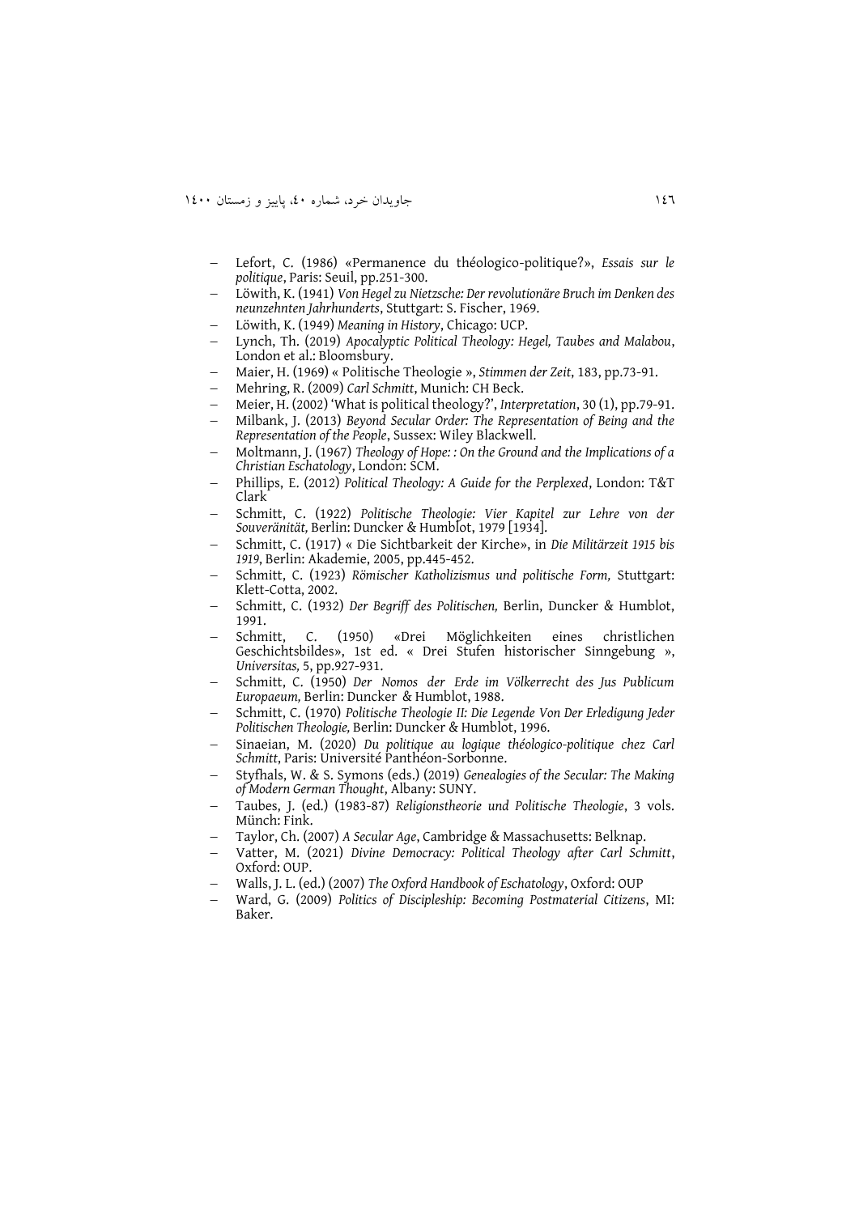- Lefort, C. (1986) «Permanence du théologico-politique?», *Essais sur le politique*, Paris: Seuil, pp.251-300.
- Löwith, K. (1941) *Von Hegel zu Nietzsche: Der revolutionäre Bruch im Denken des neunzehnten Jahrhunderts*, Stuttgart: S. Fischer, 1969.
- Löwith, K. (1949) *Meaning in History*, Chicago: UCP.
- Lynch, Th. (2019) *Apocalyptic Political Theology: Hegel, Taubes and Malabou*, London et al.: Bloomsbury.
- Maier, H. (1969) « Politische Theologie », *Stimmen der Zeit*, 183, pp.73-91.
- Mehring, R. (2009) *Carl Schmitt*, Munich: CH Beck.
- Meier, H. (2002) 'What is political theology?', *Interpretation*, 30 (1), pp.79-91.
- Milbank, J. (2013) *Beyond Secular Order: The Representation of Being and the Representation of the People*, Sussex: Wiley Blackwell.
- Moltmann, J. (1967) *Theology of Hope: : On the Ground and the Implications of a Christian Eschatology*, London: SCM.
- Phillips, E. (2012) *Political Theology: A Guide for the Perplexed*, London: T&T Clark
- Schmitt, C. (1922) *Politische Theologie: Vier Kapitel zur Lehre von der Souveränität,* Berlin: Duncker & Humblot, 1979 [1934].
- Schmitt, C. (1917) « Die Sichtbarkeit der Kirche», in *Die Militärzeit 1915 bis 1919*, Berlin: Akademie, 2005, pp.445-452.
- Schmitt, C. (1923) *Römischer Katholizismus und politische Form,* Stuttgart: Klett-Cotta, 2002.
- Schmitt, C. (1932) *Der Begriff des Politischen,* Berlin, Duncker & Humblot, 1991.
- Schmitt, C. (1950) «Drei Möglichkeiten eines christlichen Geschichtsbildes», 1st ed. « Drei Stufen historischer Sinngebung », *Universitas,* 5, pp.927-931.
- Schmitt, C. (1950) *Der Nomos der Erde im Völkerrecht des Jus Publicum Europaeum,* Berlin: Duncker & Humblot, 1988.
- Schmitt, C. (1970) *Politische Theologie II: Die Legende Von Der Erledigung Jeder Politischen Theologie,* Berlin: Duncker & Humblot, 1996.
- Sinaeian, M. (2020) *Du politique au logique théologico-politique chez Carl Schmitt*, Paris: Université Panthéon-Sorbonne.
- Styfhals, W. & S. Symons (eds.) (2019) *Genealogies of the Secular: The Making of Modern German Thought*, Albany: SUNY.
- Taubes, J. (ed.) (1983-87) *Religionstheorie und Politische Theologie*, 3 vols. Münch: Fink.
- Taylor, Ch. (2007) *A Secular Age*, Cambridge & Massachusetts: Belknap.
- Vatter, M. (2021) *Divine Democracy: Political Theology after Carl Schmitt*, Oxford: OUP.
- Walls, J. L. (ed.) (2007) *The Oxford Handbook of Eschatology*, Oxford: OUP
- Ward, G. (2009) *Politics of Discipleship: Becoming Postmaterial Citizens*, MI: Baker.